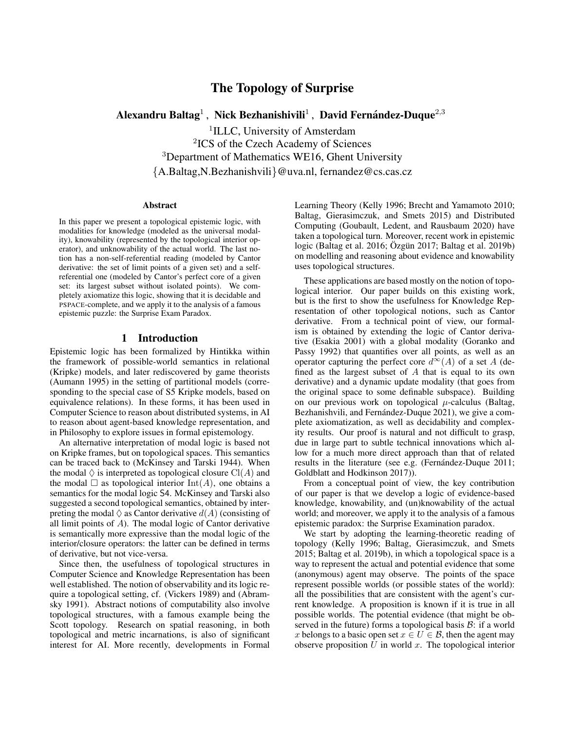# The Topology of Surprise

**Alexandru Baltag**[1] **, Nick Bezhanishivili**[1] **, David Fernández-Duque**[2,3]

[1]ILLC, University of Amsterdam
[2]ICS of the Czech Academy of Sciences
[3]Department of Mathematics WE16, Ghent University
{A.Baltag,N.Bezhanishvili}@uva.nl, fernandez@cs.cas.cz

### Abstract

In this paper we present a topological epistemic logic, with modalities for knowledge (modeled as the universal modality), knowability (represented by the topological interior operator), and unknowability of the actual world. The last notion has a non-self-referential reading (modeled by Cantor derivative: the set of limit points of a given set) and a self-referential one (modeled by Cantor's perfect core of a given set: its largest subset without isolated points). We completely axiomatize this logic, showing that it is decidable and PSPACE-complete, and we apply it to the analysis of a famous epistemic puzzle: the Surprise Exam Paradox.

## 1 Introduction

Epistemic logic has been formalized by Hintikka within the framework of possible-world semantics in relational (Kripke) models, and later rediscovered by game theorists (Aumann 1995) in the setting of partitional models (corresponding to the special case of S5 Kripke models, based on equivalence relations). In these forms, it has been used in Computer Science to reason about distributed systems, in AI to reason about agent-based knowledge representation, and in Philosophy to explore issues in formal epistemology.

An alternative interpretation of modal logic is based not on Kripke frames, but on topological spaces. This semantics can be traced back to (McKinsey and Tarski 1944). When the modal $\Diamond$ is interpreted as topological closure $\mathrm{Cl}(A)$ and the modal $\Box$ as topological interior $\mathrm{Int}(A)$, one obtains a semantics for the modal logic S4. McKinsey and Tarski also suggested a second topological semantics, obtained by interpreting the modal $\Diamond$ as Cantor derivative $d(A)$ (consisting of all limit points of $A$). The modal logic of Cantor derivative is semantically more expressive than the modal logic of the interior/closure operators: the latter can be defined in terms of derivative, but not vice-versa.

Since then, the usefulness of topological structures in Computer Science and Knowledge Representation has been well established. The notion of observability and its logic require a topological setting, cf. (Vickers 1989) and (Abramsky 1991). Abstract notions of computability also involve topological structures, with a famous example being the Scott topology. Research on spatial reasoning, in both topological and metric incarnations, is also of significant interest for AI. More recently, developments in Formal Learning Theory (Kelly 1996; Brecht and Yamamoto 2010; Baltag, Gierasimczuk, and Smets 2015) and Distributed Computing (Goubault, Ledent, and Rausbaum 2020) have taken a topological turn. Moreover, recent work in epistemic logic (Baltag et al. 2016; Özgün 2017; Baltag et al. 2019b) on modelling and reasoning about evidence and knowability uses topological structures.

These applications are based mostly on the notion of topological interior. Our paper builds on this existing work, but is the first to show the usefulness for Knowledge Representation of other topological notions, such as Cantor derivative. From a technical point of view, our formalism is obtained by extending the logic of Cantor derivative (Esakia 2001) with a global modality (Goranko and Passy 1992) that quantifies over all points, as well as an operator capturing the perfect core $d^{\infty}(A)$ of a set $A$ (defined as the largest subset of $A$ that is equal to its own derivative) and a dynamic update modality (that goes from the original space to some definable subspace). Building on our previous work on topological $\mu$-calculus (Baltag, Bezhanishvili, and Fernández-Duque 2021), we give a complete axiomatization, as well as decidability and complexity results. Our proof is natural and not difficult to grasp, due in large part to subtle technical innovations which allow for a much more direct approach than that of related results in the literature (see e.g. (Fernández-Duque 2011; Goldblatt and Hodkinson 2017)).

From a conceptual point of view, the key contribution of our paper is that we develop a logic of evidence-based knowledge, knowability, and (un)knowability of the actual world; and moreover, we apply it to the analysis of a famous epistemic paradox: the Surprise Examination paradox.

We start by adopting the learning-theoretic reading of topology (Kelly 1996; Baltag, Gierasimczuk, and Smets 2015; Baltag et al. 2019b), in which a topological space is a way to represent the actual and potential evidence that some (anonymous) agent may observe. The points of the space represent possible worlds (or possible states of the world): all the possibilities that are consistent with the agent's current knowledge. A proposition is known if it is true in all possible worlds. The potential evidence (that might be observed in the future) forms a topological basis $\mathcal{B}$: if a world $x$ belongs to a basic open set $x \in U \in \mathcal{B}$, then the agent may observe proposition $U$ in world $x$. The topological interior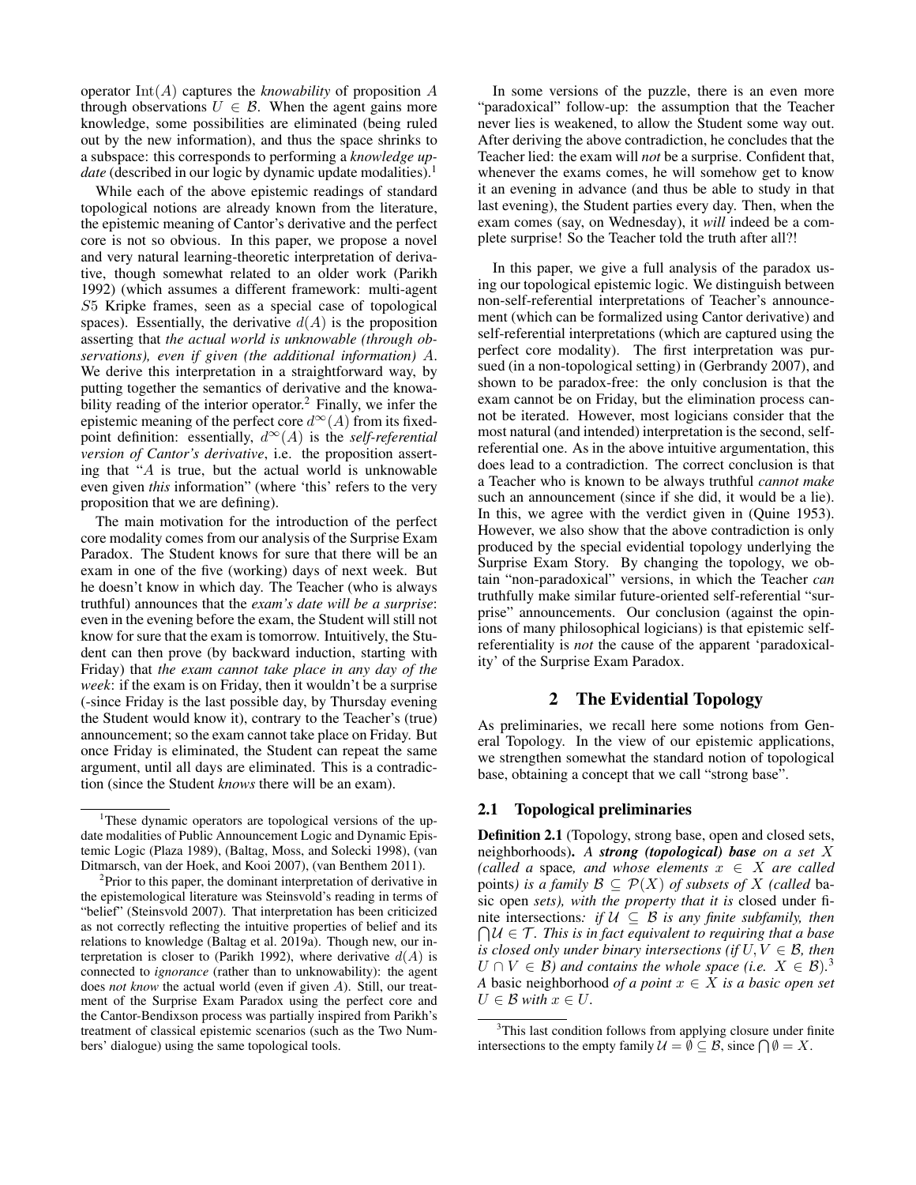operator $\text{Int}(A)$ captures the *knowability* of proposition $A$ through observations $U \in \mathcal{B}$. When the agent gains more knowledge, some possibilities are eliminated (being ruled out by the new information), and thus the space shrinks to a subspace: this corresponds to performing a *knowledge update* (described in our logic by dynamic update modalities).[1]

While each of the above epistemic readings of standard topological notions are already known from the literature, the epistemic meaning of Cantor's derivative and the perfect core is not so obvious. In this paper, we propose a novel and very natural learning-theoretic interpretation of derivative, though somewhat related to an older work (Parikh 1992) (which assumes a different framework: multi-agent $S5$ Kripke frames, seen as a special case of topological spaces). Essentially, the derivative $d(A)$ is the proposition asserting that *the actual world is unknowable (through observations), even if given (the additional information) A*. We derive this interpretation in a straightforward way, by putting together the semantics of derivative and the knowability reading of the interior operator.[2] Finally, we infer the epistemic meaning of the perfect core $d^{\infty}(A)$ from its fixed-point definition: essentially, $d^{\infty}(A)$ is the *self-referential version of Cantor's derivative*, i.e. the proposition asserting that "$A$ is true, but the actual world is unknowable even given *this* information" (where 'this' refers to the very proposition that we are defining).

The main motivation for the introduction of the perfect core modality comes from our analysis of the Surprise Exam Paradox. The Student knows for sure that there will be an exam in one of the five (working) days of next week. But he doesn't know in which day. The Teacher (who is always truthful) announces that the *exam's date will be a surprise*: even in the evening before the exam, the Student will still not know for sure that the exam is tomorrow. Intuitively, the Student can then prove (by backward induction, starting with Friday) that *the exam cannot take place in any day of the week*: if the exam is on Friday, then it wouldn't be a surprise (-since Friday is the last possible day, by Thursday evening the Student would know it), contrary to the Teacher's (true) announcement; so the exam cannot take place on Friday. But once Friday is eliminated, the Student can repeat the same argument, until all days are eliminated. This is a contradiction (since the Student *knows* there will be an exam).

In some versions of the puzzle, there is an even more "paradoxical" follow-up: the assumption that the Teacher never lies is weakened, to allow the Student some way out. After deriving the above contradiction, he concludes that the Teacher lied: the exam will *not* be a surprise. Confident that, whenever the exams comes, he will somehow get to know it an evening in advance (and thus be able to study in that last evening), the Student parties every day. Then, when the exam comes (say, on Wednesday), it *will* indeed be a complete surprise! So the Teacher told the truth after all?!

In this paper, we give a full analysis of the paradox using our topological epistemic logic. We distinguish between non-self-referential interpretations of Teacher's announcement (which can be formalized using Cantor derivative) and self-referential interpretations (which are captured using the perfect core modality). The first interpretation was pursued (in a non-topological setting) in (Gerbrandy 2007), and shown to be paradox-free: the only conclusion is that the exam cannot be on Friday, but the elimination process cannot be iterated. However, most logicians consider that the most natural (and intended) interpretation is the second, self-referential one. As in the above intuitive argumentation, this does lead to a contradiction. The correct conclusion is that a Teacher who is known to be always truthful *cannot make* such an announcement (since if she did, it would be a lie). In this, we agree with the verdict given in (Quine 1953). However, we also show that the above contradiction is only produced by the special evidential topology underlying the Surprise Exam Story. By changing the topology, we obtain "non-paradoxical" versions, in which the Teacher *can* truthfully make similar future-oriented self-referential "surprise" announcements. Our conclusion (against the opinions of many philosophical logicians) is that epistemic self-referentiality is *not* the cause of the apparent 'paradoxicality' of the Surprise Exam Paradox.

## 2 The Evidential Topology

As preliminaries, we recall here some notions from General Topology. In the view of our epistemic applications, we strengthen somewhat the standard notion of topological base, obtaining a concept that we call "strong base".

### 2.1 Topological preliminaries

**Definition 2.1** (Topology, strong base, open and closed sets, neighborhoods). *A* ***strong (topological) base*** *on a set $X$ (called a* space*, and whose elements $x \in X$ are called* points*) is a family $\mathcal{B} \subseteq \mathcal{P}(X)$ of subsets of $X$ (called* basic open *sets), with the property that it is* closed under finite intersections*: if $\mathcal{U} \subseteq \mathcal{B}$ is any finite subfamily, then $\bigcap \mathcal{U} \in \mathcal{T}$. This is in fact equivalent to requiring that a base is closed only under binary intersections (if $U, V \in \mathcal{B}$, then $U \cap V \in \mathcal{B}$) and contains the whole space (i.e. $X \in \mathcal{B}$).*[3] *A* basic neighborhood *of a point $x \in X$ is a basic open set $U \in \mathcal{B}$ with $x \in U$.*

[1] These dynamic operators are topological versions of the update modalities of Public Announcement Logic and Dynamic Epistemic Logic (Plaza 1989), (Baltag, Moss, and Solecki 1998), (van Ditmarsch, van der Hoek, and Kooi 2007), (van Benthem 2011).

[2] Prior to this paper, the dominant interpretation of derivative in the epistemological literature was Steinsvold's reading in terms of "belief" (Steinsvold 2007). That interpretation has been criticized as not correctly reflecting the intuitive properties of belief and its relations to knowledge (Baltag et al. 2019a). Though new, our interpretation is closer to (Parikh 1992), where derivative $d(A)$ is connected to *ignorance* (rather than to unknowability): the agent does *not know* the actual world (even if given $A$). Still, our treatment of the Surprise Exam Paradox using the perfect core and the Cantor-Bendixson process was partially inspired from Parikh's treatment of classical epistemic scenarios (such as the Two Numbers' dialogue) using the same topological tools.

[3] This last condition follows from applying closure under finite intersections to the empty family $\mathcal{U} = \emptyset \subseteq \mathcal{B}$, since $\bigcap \emptyset = X$.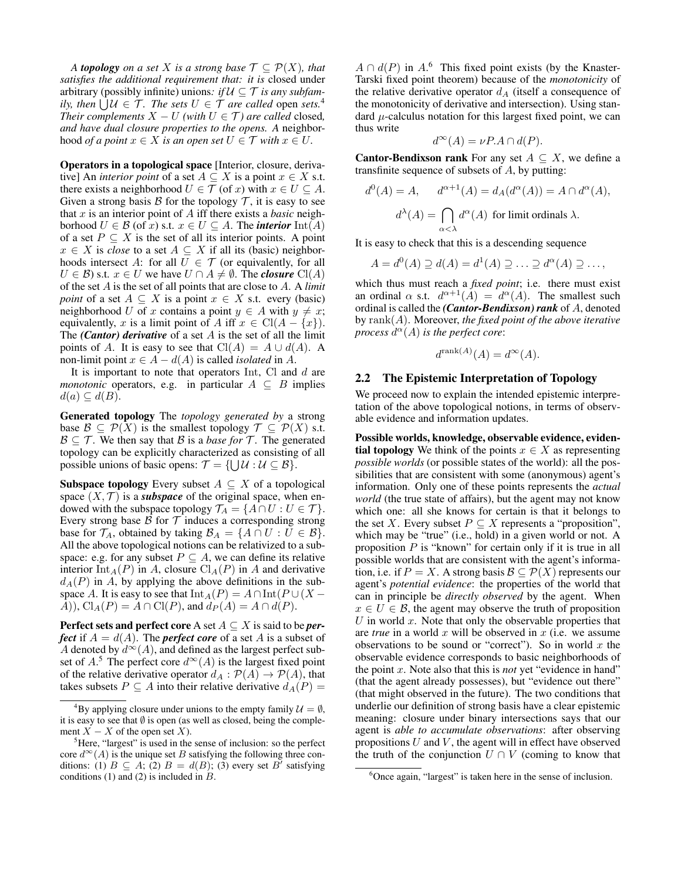*A **topology** on a set $X$ is a strong base $\mathcal{T} \subseteq \mathcal{P}(X)$, that satisfies the additional requirement that: it is* closed under arbitrary (possibly infinite) unions*: if $\mathcal{U} \subseteq \mathcal{T}$ is any subfamily, then $\bigcup \mathcal{U} \in \mathcal{T}$. The sets $U \in \mathcal{T}$ are called* open *sets.*[4] *Their complements $X - U$ (with $U \in \mathcal{T}$) are called* closed*, and have dual closure properties to the opens. A* neighborhood *of a point $x \in X$ is an open set $U \in \mathcal{T}$ with $x \in U$.*

**Operators in a topological space** [Interior, closure, derivative] An *interior point* of a set $A \subseteq X$ is a point $x \in X$ s.t. there exists a neighborhood $U \in \mathcal{T}$ (of $x$) with $x \in U \subseteq A$. Given a strong basis $\mathcal{B}$ for the topology $\mathcal{T}$, it is easy to see that $x$ is an interior point of $A$ iff there exists a *basic* neighborhood $U \in \mathcal{B}$ (of $x$) s.t. $x \in U \subseteq A$. The ***interior*** $\mathrm{Int}(A)$ of a set $P \subseteq X$ is the set of all its interior points. A point $x \in X$ is *close* to a set $A \subseteq X$ if all its (basic) neighborhoods intersect $A$: for all $U \in \mathcal{T}$ (or equivalently, for all $U \in \mathcal{B}$) s.t. $x \in U$ we have $U \cap A \neq \emptyset$. The ***closure*** $\mathrm{Cl}(A)$ of the set $A$ is the set of all points that are close to $A$. A *limit point* of a set $A \subseteq X$ is a point $x \in X$ s.t. every (basic) neighborhood $U$ of $x$ contains a point $y \in A$ with $y \neq x$; equivalently, $x$ is a limit point of $A$ iff $x \in \mathrm{Cl}(A - \{x\})$. The ***(Cantor) derivative*** of a set $A$ is the set of all the limit points of $A$. It is easy to check that $\mathrm{Cl}(A) = A \cup d(A)$. A non-limit point $x \in A - d(A)$ is called *isolated* in $A$.

It is important to note that operators $\mathrm{Int}$, $\mathrm{Cl}$ and $d$ are *monotonic* operators, e.g. in particular $A \subseteq B$ implies $d(a) \subseteq d(B)$.

**Generated topology** The *topology generated by* a strong base $\mathcal{B} \subseteq \mathcal{P}(X)$ is the smallest topology $\mathcal{T} \subseteq \mathcal{P}(X)$ s.t. $\mathcal{B} \subseteq \mathcal{T}$. We then say that $\mathcal{B}$ is a *base for* $\mathcal{T}$. The generated topology can be explicitly characterized as consisting of all possible unions of basic opens: $\mathcal{T} = \{\bigcup \mathcal{U} : \mathcal{U} \subseteq \mathcal{B}\}$.

**Subspace topology** Every subset $A \subseteq X$ of a topological space $(X, \mathcal{T})$ is a ***subspace*** of the original space, when endowed with the subspace topology $\mathcal{T}_A = \{A \cap U : U \in \mathcal{T}\}$. Every strong base $\mathcal{B}$ for $\mathcal{T}$ induces a corresponding strong base for $\mathcal{T}_A$, obtained by taking $\mathcal{B}_A = \{A \cap U : U \in \mathcal{B}\}$. All the above topological notions can be relativized to a subspace: e.g. for any subset $P \subseteq A$, we can define its relative interior $\mathrm{Int}_A(P)$ in $A$, closure $\mathrm{Cl}_A(P)$ in $A$ and derivative $d_A(P)$ in $A$, by applying the above definitions in the subspace $A$. It is easy to see that $\mathrm{Int}_A(P) = A \cap \mathrm{Int}(P \cup (X - A))$, $\mathrm{Cl}_A(P) = A \cap \mathrm{Cl}(P)$, and $d_P(A) = A \cap d(P)$.

**Perfect sets and perfect core** A set $A \subseteq X$ is said to be ***perfect*** if $A = d(A)$. The ***perfect core*** of a set $A$ is a subset of $A$ denoted by $d^\infty(A)$, and defined as the largest perfect subset of $A$.[5] The perfect core $d^\infty(A)$ is the largest fixed point of the relative derivative operator $d_A : \mathcal{P}(A) \to \mathcal{P}(A)$, that takes subsets $P \subseteq A$ into their relative derivative $d_A(P) = A \cap d(P)$ in $A$.[6] This fixed point exists (by the Knaster-Tarski fixed point theorem) because of the *monotonicity* of the relative derivative operator $d_A$ (itself a consequence of the monotonicity of derivative and intersection). Using standard $\mu$-calculus notation for this largest fixed point, we can thus write

$$d^\infty(A) = \nu P. A \cap d(P).$$

**Cantor-Bendixson rank** For any set $A \subseteq X$, we define a transfinite sequence of subsets of $A$, by putting:

$$d^0(A) = A, \qquad d^{\alpha+1}(A) = d_A(d^\alpha(A)) = A \cap d^\alpha(A),$$

$$d^\lambda(A) = \bigcap_{\alpha<\lambda} d^\alpha(A) \text{ for limit ordinals } \lambda.$$

It is easy to check that this is a descending sequence

$$A = d^0(A) \supseteq d(A) = d^1(A) \supseteq \ldots \supseteq d^\alpha(A) \supseteq \ldots,$$

which thus must reach a *fixed point*; i.e. there must exist an ordinal $\alpha$ s.t. $d^{\alpha+1}(A) = d^\alpha(A)$. The smallest such ordinal is called the ***(Cantor-Bendixson) rank*** of $A$, denoted by $\mathrm{rank}(A)$. Moreover, *the fixed point of the above iterative process $d^\alpha(A)$ is the perfect core*:

$$d^{\mathrm{rank}(A)}(A) = d^\infty(A).$$

## 2.2 The Epistemic Interpretation of Topology

We proceed now to explain the intended epistemic interpretation of the above topological notions, in terms of observable evidence and information updates.

**Possible worlds, knowledge, observable evidence, evidential topology** We think of the points $x \in X$ as representing *possible worlds* (or possible states of the world): all the possibilities that are consistent with some (anonymous) agent's information. Only one of these points represents the *actual world* (the true state of affairs), but the agent may not know which one: all she knows for certain is that it belongs to the set $X$. Every subset $P \subseteq X$ represents a "proposition", which may be "true" (i.e., hold) in a given world or not. A proposition $P$ is "known" for certain only if it is true in all possible worlds that are consistent with the agent's information, i.e. if $P = X$. A strong basis $\mathcal{B} \subseteq \mathcal{P}(X)$ represents our agent's *potential evidence*: the properties of the world that can in principle be *directly observed* by the agent. When $x \in U \in \mathcal{B}$, the agent may observe the truth of proposition $U$ in world $x$. Note that only the observable properties that are *true* in a world $x$ will be observed in $x$ (i.e. we assume observations to be sound or "correct"). So in world $x$ the observable evidence corresponds to basic neighborhoods of the point $x$. Note also that this is *not* yet "evidence in hand" (that the agent already possesses), but "evidence out there" (that might observed in the future). The two conditions that underlie our definition of strong basis have a clear epistemic meaning: closure under binary intersections says that our agent is *able to accumulate observations*: after observing propositions $U$ and $V$, the agent will in effect have observed the truth of the conjunction $U \cap V$ (coming to know that

---

[4] By applying closure under unions to the empty family $\mathcal{U} = \emptyset$, it is easy to see that $\emptyset$ is open (as well as closed, being the complement $X - X$ of the open set $X$).

[5] Here, "largest" is used in the sense of inclusion: so the perfect core $d^\infty(A)$ is the unique set $B$ satisfying the following three conditions: (1) $B \subseteq A$; (2) $B = d(B)$; (3) every set $B'$ satisfying conditions (1) and (2) is included in $B$.

[6] Once again, "largest" is taken here in the sense of inclusion.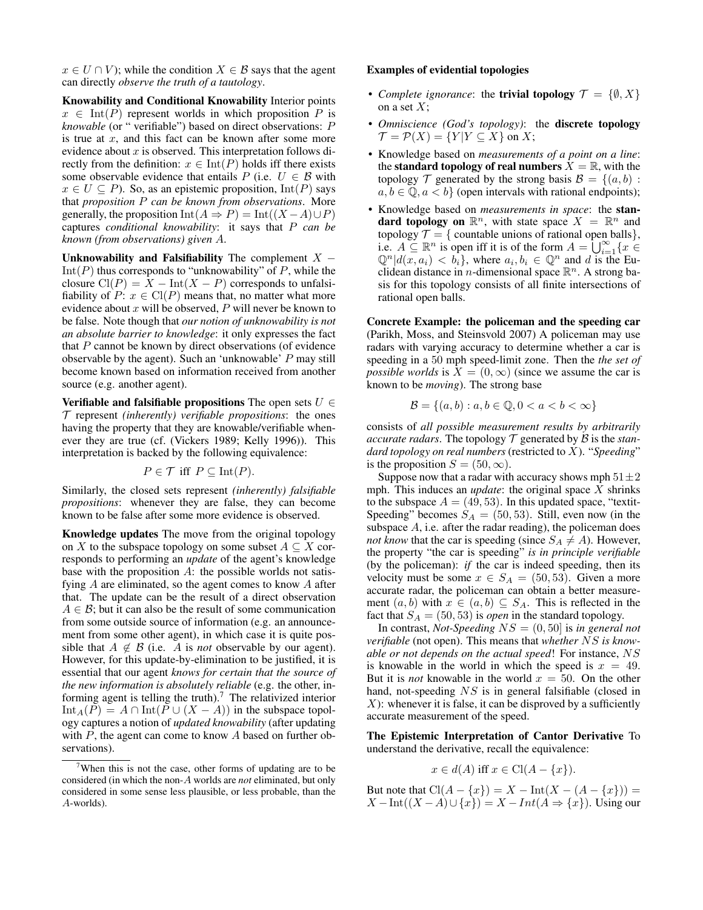$x \in U \cap V$); while the condition $X \in \mathcal{B}$ says that the agent can directly *observe the truth of a tautology*.

**Knowability and Conditional Knowability** Interior points $x \in \mathrm{Int}(P)$ represent worlds in which proposition $P$ is *knowable* (or " verifiable") based on direct observations: $P$ is true at $x$, and this fact can be known after some more evidence about $x$ is observed. This interpretation follows directly from the definition: $x \in \mathrm{Int}(P)$ holds iff there exists some observable evidence that entails $P$ (i.e. $U \in \mathcal{B}$ with $x \in U \subseteq P$). So, as an epistemic proposition, $\mathrm{Int}(P)$ says that *proposition $P$ can be known from observations*. More generally, the proposition $\mathrm{Int}(A \Rightarrow P) = \mathrm{Int}((X - A) \cup P)$ captures *conditional knowability*: it says that $P$ *can be known (from observations) given $A$*.

**Unknowability and Falsifiability** The complement $X - \mathrm{Int}(P)$ thus corresponds to "unknowability" of $P$, while the closure $\mathrm{Cl}(P) = X - \mathrm{Int}(X - P)$ corresponds to unfalsifiability of $P$: $x \in \mathrm{Cl}(P)$ means that, no matter what more evidence about $x$ will be observed, $P$ will never be known to be false. Note though that *our notion of unknowability is not an absolute barrier to knowledge*: it only expresses the fact that $P$ cannot be known by direct observations (of evidence observable by the agent). Such an 'unknowable' $P$ may still become known based on information received from another source (e.g. another agent).

**Verifiable and falsifiable propositions** The open sets $U \in \mathcal{T}$ represent *(inherently) verifiable propositions*: the ones having the property that they are knowable/verifiable whenever they are true (cf. (Vickers 1989; Kelly 1996)). This interpretation is backed by the following equivalence:

$$P \in \mathcal{T} \text{ iff } P \subseteq \mathrm{Int}(P).$$

Similarly, the closed sets represent *(inherently) falsifiable propositions*: whenever they are false, they can become known to be false after some more evidence is observed.

**Knowledge updates** The move from the original topology on $X$ to the subspace topology on some subset $A \subseteq X$ corresponds to performing an *update* of the agent's knowledge base with the proposition $A$: the possible worlds not satisfying $A$ are eliminated, so the agent comes to know $A$ after that. The update can be the result of a direct observation $A \in \mathcal{B}$; but it can also be the result of some communication from some outside source of information (e.g. an announcement from some other agent), in which case it is quite possible that $A \notin \mathcal{B}$ (i.e. $A$ is *not* observable by our agent). However, for this update-by-elimination to be justified, it is essential that our agent *knows for certain that the source of the new information is absolutely reliable* (e.g. the other, informing agent is telling the truth).[7] The relativized interior $\mathrm{Int}_A(P) = A \cap \mathrm{Int}(P \cup (X - A))$ in the subspace topology captures a notion of *updated knowability* (after updating with $P$, the agent can come to know $A$ based on further observations).

[7] When this is not the case, other forms of updating are to be considered (in which the non-$A$ worlds are *not* eliminated, but only considered in some sense less plausible, or less probable, than the $A$-worlds).

**Examples of evidential topologies**

- *Complete ignorance*: the **trivial topology** $\mathcal{T} = \{\emptyset, X\}$ on a set $X$;
- *Omniscience (God's topology)*: the **discrete topology** $\mathcal{T} = \mathcal{P}(X) = \{Y | Y \subseteq X\}$ on $X$;
- Knowledge based on *measurements of a point on a line*: the **standard topology of real numbers** $X = \mathbb{R}$, with the topology $\mathcal{T}$ generated by the strong basis $\mathcal{B} = \{(a, b) : a, b \in \mathbb{Q}, a < b\}$ (open intervals with rational endpoints);
- Knowledge based on *measurements in space*: the **standard topology on** $\mathbb{R}^n$, with state space $X = \mathbb{R}^n$ and topology $\mathcal{T} = \{$ countable unions of rational open balls$\}$, i.e. $A \subseteq \mathbb{R}^n$ is open iff it is of the form $A = \bigcup_{i=1}^{\infty} \{x \in \mathbb{Q}^n | d(x, a_i) < b_i\}$, where $a_i, b_i \in \mathbb{Q}^n$ and $d$ is the Euclidean distance in $n$-dimensional space $\mathbb{R}^n$. A strong basis for this topology consists of all finite intersections of rational open balls.

**Concrete Example: the policeman and the speeding car** (Parikh, Moss, and Steinsvold 2007) A policeman may use radars with varying accuracy to determine whether a car is speeding in a 50 mph speed-limit zone. Then the *the set of possible worlds* is $X = (0, \infty)$ (since we assume the car is known to be *moving*). The strong base

$$\mathcal{B} = \{(a, b) : a, b \in \mathbb{Q}, 0 < a < b < \infty\}$$

consists of *all possible measurement results by arbitrarily accurate radars*. The topology $\mathcal{T}$ generated by $\mathcal{B}$ is the *standard topology on real numbers* (restricted to $X$). "*Speeding*" is the proposition $S = (50, \infty)$.

Suppose now that a radar with accuracy shows mph $51 \pm 2$ mph. This induces an *update*: the original space $X$ shrinks to the subspace $A = (49, 53)$. In this updated space, "textit-Speeding" becomes $S_A = (50, 53)$. Still, even now (in the subspace $A$, i.e. after the radar reading), the policeman does *not know* that the car is speeding (since $S_A \neq A$). However, the property "the car is speeding" *is in principle verifiable* (by the policeman): *if* the car is indeed speeding, then its velocity must be some $x \in S_A = (50, 53)$. Given a more accurate radar, the policeman can obtain a better measurement $(a, b)$ with $x \in (a, b) \subseteq S_A$. This is reflected in the fact that $S_A = (50, 53)$ is *open* in the standard topology.

In contrast, *Not-Speeding* $NS = (0, 50]$ is *in general not verifiable* (not open). This means that *whether $NS$ is knowable or not depends on the actual speed*! For instance, $NS$ is knowable in the world in which the speed is $x = 49$. But it is *not* knowable in the world $x = 50$. On the other hand, not-speeding $NS$ is in general falsifiable (closed in $X$): whenever it is false, it can be disproved by a sufficiently accurate measurement of the speed.

**The Epistemic Interpretation of Cantor Derivative** To understand the derivative, recall the equivalence:

$$x \in d(A) \text{ iff } x \in \mathrm{Cl}(A - \{x\}).$$

But note that $\mathrm{Cl}(A - \{x\}) = X - \mathrm{Int}(X - (A - \{x\})) = X - \mathrm{Int}((X - A) \cup \{x\}) = X - Int(A \Rightarrow \{x\})$. Using our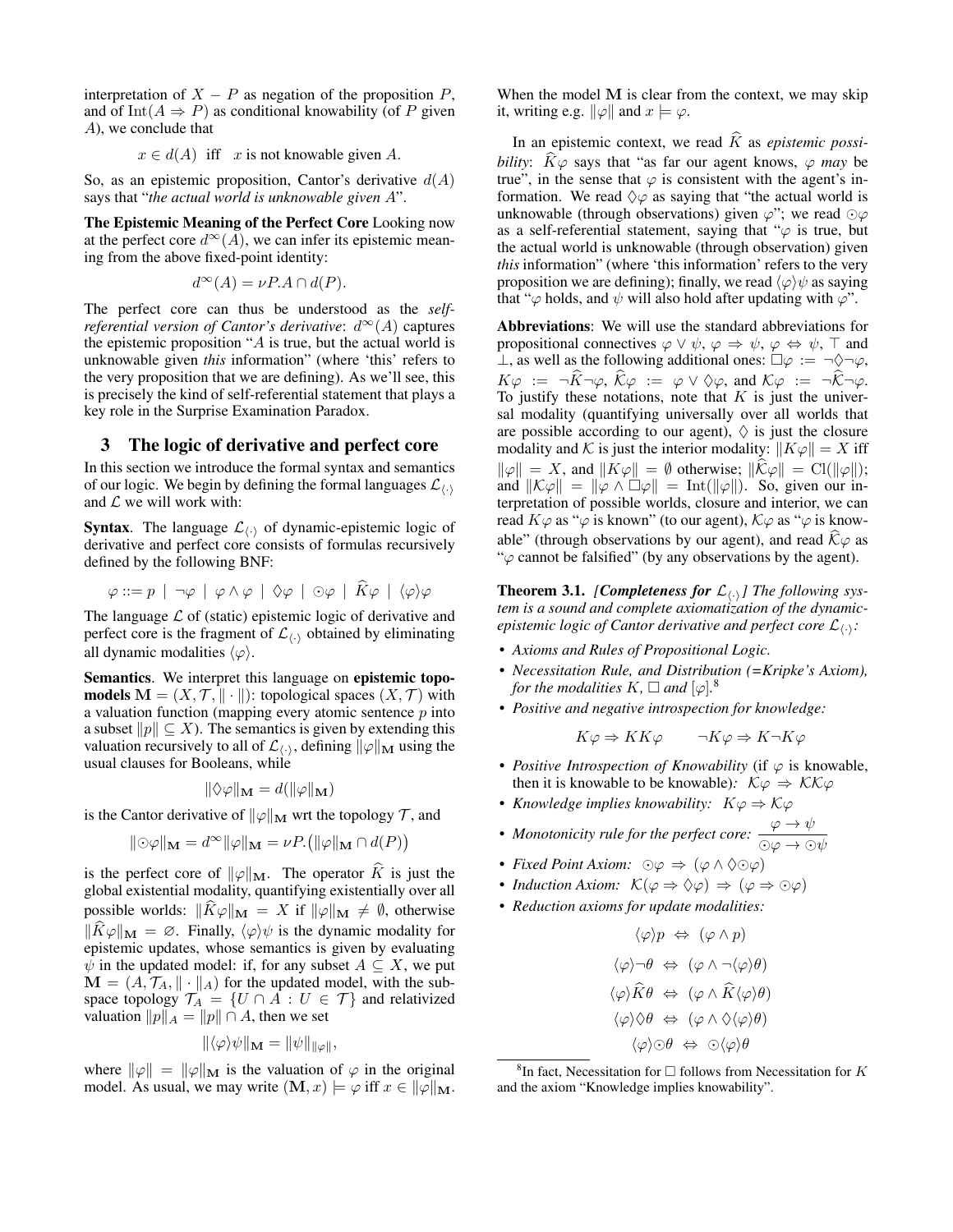interpretation of $X - P$ as negation of the proposition $P$, and of $\mathrm{Int}(A \Rightarrow P)$ as conditional knowability (of $P$ given $A$), we conclude that

$$x \in d(A) \text{ iff } x \text{ is not knowable given } A.$$

So, as an epistemic proposition, Cantor's derivative $d(A)$ says that "*the actual world is unknowable given* $A$".

**The Epistemic Meaning of the Perfect Core** Looking now at the perfect core $d^\infty(A)$, we can infer its epistemic meaning from the above fixed-point identity:

$$d^\infty(A) = \nu P. A \cap d(P).$$

The perfect core can thus be understood as the *self-referential version of Cantor's derivative*: $d^\infty(A)$ captures the epistemic proposition "$A$ is true, but the actual world is unknowable given *this* information" (where 'this' refers to the very proposition that we are defining). As we'll see, this is precisely the kind of self-referential statement that plays a key role in the Surprise Examination Paradox.

## 3 The logic of derivative and perfect core

In this section we introduce the formal syntax and semantics of our logic. We begin by defining the formal languages $\mathcal{L}_{\langle\cdot\rangle}$ and $\mathcal{L}$ we will work with:

**Syntax**. The language $\mathcal{L}_{\langle\cdot\rangle}$ of dynamic-epistemic logic of derivative and perfect core consists of formulas recursively defined by the following BNF:

$$\varphi ::= p \mid \neg\varphi \mid \varphi \wedge \varphi \mid \Diamond\varphi \mid \odot\varphi \mid \widehat{K}\varphi \mid \langle\varphi\rangle\varphi$$

The language $\mathcal{L}$ of (static) epistemic logic of derivative and perfect core is the fragment of $\mathcal{L}_{\langle\cdot\rangle}$ obtained by eliminating all dynamic modalities $\langle\varphi\rangle$.

**Semantics**. We interpret this language on **epistemic topo-models** $\mathbf{M} = (X, \mathcal{T}, \|\cdot\|)$: topological spaces $(X, \mathcal{T})$ with a valuation function (mapping every atomic sentence $p$ into a subset $\|p\| \subseteq X$). The semantics is given by extending this valuation recursively to all of $\mathcal{L}_{\langle\cdot\rangle}$, defining $\|\varphi\|_\mathbf{M}$ using the usual clauses for Booleans, while

$$\|\Diamond\varphi\|_\mathbf{M} = d(\|\varphi\|_\mathbf{M})$$

is the Cantor derivative of $\|\varphi\|_\mathbf{M}$ wrt the topology $\mathcal{T}$, and

$$\|\odot\varphi\|_\mathbf{M} = d^\infty\|\varphi\|_\mathbf{M} = \nu P.\big(\|\varphi\|_\mathbf{M} \cap d(P)\big)$$

is the perfect core of $\|\varphi\|_\mathbf{M}$. The operator $\widehat{K}$ is just the global existential modality, quantifying existentially over all possible worlds: $\|\widehat{K}\varphi\|_\mathbf{M} = X$ if $\|\varphi\|_\mathbf{M} \neq \emptyset$, otherwise $\|\widehat{K}\varphi\|_\mathbf{M} = \varnothing$. Finally, $\langle\varphi\rangle\psi$ is the dynamic modality for epistemic updates, whose semantics is given by evaluating $\psi$ in the updated model: if, for any subset $A \subseteq X$, we put $\mathbf{M} = (A, \mathcal{T}_A, \|\cdot\|_A)$ for the updated model, with the subspace topology $\mathcal{T}_A = \{U \cap A : U \in \mathcal{T}\}$ and relativized valuation $\|p\|_A = \|p\| \cap A$, then we set

$$\|\langle\varphi\rangle\psi\|_\mathbf{M} = \|\psi\|_{\|\varphi\|},$$

where $\|\varphi\| = \|\varphi\|_\mathbf{M}$ is the valuation of $\varphi$ in the original model. As usual, we may write $(\mathbf{M}, x) \models \varphi$ iff $x \in \|\varphi\|_\mathbf{M}$.

When the model $\mathbf{M}$ is clear from the context, we may skip it, writing e.g. $\|\varphi\|$ and $x \models \varphi$.

In an epistemic context, we read $\widehat{K}$ as *epistemic possibility*: $\widehat{K}\varphi$ says that "as far our agent knows, $\varphi$ *may* be true", in the sense that $\varphi$ is consistent with the agent's information. We read $\Diamond\varphi$ as saying that "the actual world is unknowable (through observations) given $\varphi$"; we read $\odot\varphi$ as a self-referential statement, saying that "$\varphi$ is true, but the actual world is unknowable (through observation) given *this* information" (where 'this information' refers to the very proposition we are defining); finally, we read $\langle\varphi\rangle\psi$ as saying that "$\varphi$ holds, and $\psi$ will also hold after updating with $\varphi$".

**Abbreviations**: We will use the standard abbreviations for propositional connectives $\varphi \vee \psi$, $\varphi \Rightarrow \psi$, $\varphi \Leftrightarrow \psi$, $\top$ and $\bot$, as well as the following additional ones: $\Box\varphi := \neg\Diamond\neg\varphi$, $K\varphi := \neg\widehat{K}\neg\varphi$, $\widehat{\mathcal{K}}\varphi := \varphi \vee \Diamond\varphi$, and $\mathcal{K}\varphi := \neg\widehat{\mathcal{K}}\neg\varphi$. To justify these notations, note that $K$ is just the universal modality (quantifying universally over all worlds that are possible according to our agent), $\Diamond$ is just the closure modality and $\mathcal{K}$ is just the interior modality: $\|K\varphi\| = X$ iff $\|\varphi\| = X$, and $\|K\varphi\| = \emptyset$ otherwise; $\|\widehat{\mathcal{K}}\varphi\| = \mathrm{Cl}(\|\varphi\|)$; and $\|\mathcal{K}\varphi\| = \|\varphi \wedge \Box\varphi\| = \mathrm{Int}(\|\varphi\|)$. So, given our interpretation of possible worlds, closure and interior, we can read $K\varphi$ as "$\varphi$ is known" (to our agent), $\mathcal{K}\varphi$ as "$\varphi$ is knowable" (through observations by our agent), and read $\widehat{\mathcal{K}}\varphi$ as "$\varphi$ cannot be falsified" (by any observations by the agent).

**Theorem 3.1.** ***[Completeness for*** $\mathcal{L}_{\langle\cdot\rangle}$***]*** *The following system is a sound and complete axiomatization of the dynamic-epistemic logic of Cantor derivative and perfect core* $\mathcal{L}_{\langle\cdot\rangle}$*:*

- *Axioms and Rules of Propositional Logic.*
- *Necessitation Rule, and Distribution (=Kripke's Axiom), for the modalities* $K$, $\Box$ *and* $[\varphi]$.[8]
- *Positive and negative introspection for knowledge:*

$$K\varphi \Rightarrow KK\varphi \qquad \neg K\varphi \Rightarrow K\neg K\varphi$$

- *Positive Introspection of Knowability* (if $\varphi$ is knowable, then it is knowable to be knowable)*:* $\mathcal{K}\varphi \Rightarrow \mathcal{K}\mathcal{K}\varphi$
- *Knowledge implies knowability:* $K\varphi \Rightarrow \mathcal{K}\varphi$
- *Monotonicity rule for the perfect core:* $\dfrac{\varphi \to \psi}{\odot\varphi \to \odot\psi}$
- *Fixed Point Axiom:* $\odot\varphi \Rightarrow (\varphi \wedge \Diamond\odot\varphi)$
- *Induction Axiom:* $\mathcal{K}(\varphi \Rightarrow \Diamond\varphi) \Rightarrow (\varphi \Rightarrow \odot\varphi)$
- *Reduction axioms for update modalities:*

$$\langle\varphi\rangle p \Leftrightarrow (\varphi \wedge p)$$

$$\langle\varphi\rangle\neg\theta \Leftrightarrow (\varphi \wedge \neg\langle\varphi\rangle\theta)$$

$$\langle\varphi\rangle\widehat{K}\theta \Leftrightarrow (\varphi \wedge \widehat{K}\langle\varphi\rangle\theta)$$

$$\langle\varphi\rangle\Diamond\theta \Leftrightarrow (\varphi \wedge \Diamond\langle\varphi\rangle\theta)$$

$$\langle\varphi\rangle\odot\theta \Leftrightarrow \odot\langle\varphi\rangle\theta$$

[8] In fact, Necessitation for $\Box$ follows from Necessitation for $K$ and the axiom "Knowledge implies knowability".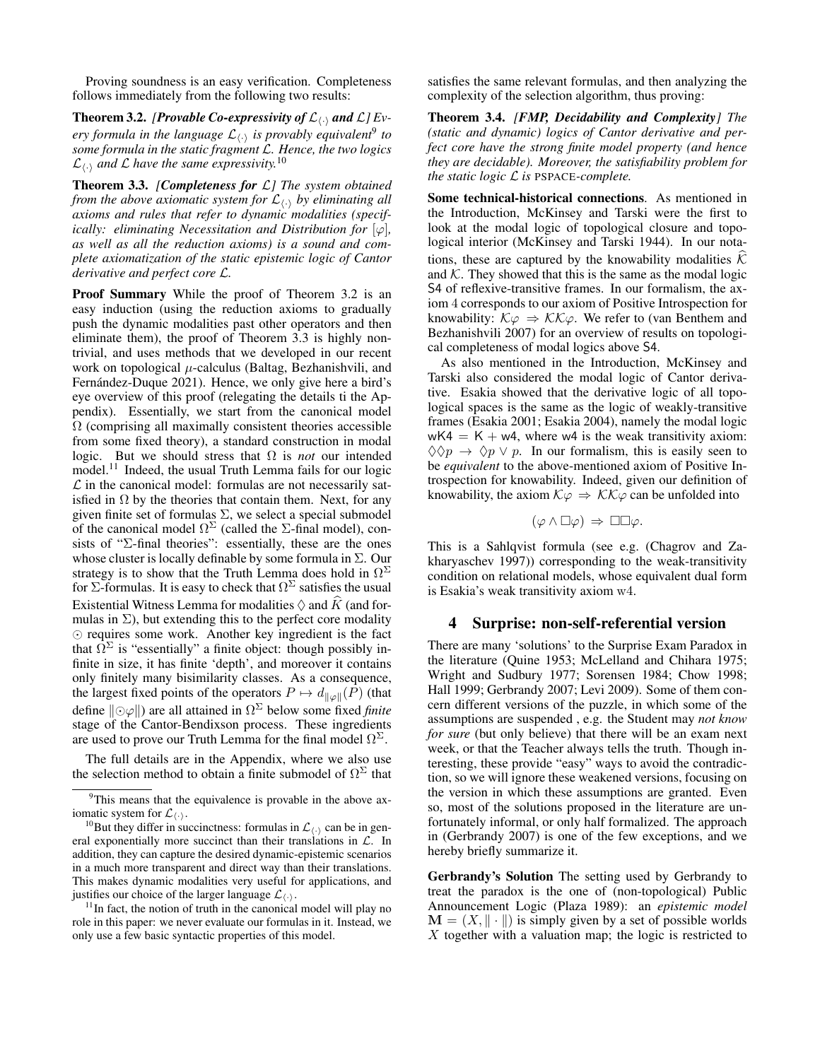Proving soundness is an easy verification. Completeness follows immediately from the following two results:

**Theorem 3.2.** *[Provable Co-expressivity of $\mathcal{L}_{\langle\cdot\rangle}$ and $\mathcal{L}$] Every formula in the language $\mathcal{L}_{\langle\cdot\rangle}$ is provably equivalent*[9] *to some formula in the static fragment $\mathcal{L}$. Hence, the two logics $\mathcal{L}_{\langle\cdot\rangle}$ and $\mathcal{L}$ have the same expressivity.*[10]

**Theorem 3.3.** *[Completeness for $\mathcal{L}$] The system obtained from the above axiomatic system for $\mathcal{L}_{\langle\cdot\rangle}$ by eliminating all axioms and rules that refer to dynamic modalities (specifically: eliminating Necessitation and Distribution for $[\varphi]$, as well as all the reduction axioms) is a sound and complete axiomatization of the static epistemic logic of Cantor derivative and perfect core $\mathcal{L}$.*

**Proof Summary** While the proof of Theorem 3.2 is an easy induction (using the reduction axioms to gradually push the dynamic modalities past other operators and then eliminate them), the proof of Theorem 3.3 is highly nontrivial, and uses methods that we developed in our recent work on topological $\mu$-calculus (Baltag, Bezhanishvili, and Fernández-Duque 2021). Hence, we only give here a bird's eye overview of this proof (relegating the details ti the Appendix). Essentially, we start from the canonical model $\Omega$ (comprising all maximally consistent theories accessible from some fixed theory), a standard construction in modal logic. But we should stress that $\Omega$ is *not* our intended model.[11] Indeed, the usual Truth Lemma fails for our logic $\mathcal{L}$ in the canonical model: formulas are not necessarily satisfied in $\Omega$ by the theories that contain them. Next, for any given finite set of formulas $\Sigma$, we select a special submodel of the canonical model $\Omega^{\Sigma}$ (called the $\Sigma$-final model), consists of "$\Sigma$-final theories": essentially, these are the ones whose cluster is locally definable by some formula in $\Sigma$. Our strategy is to show that the Truth Lemma does hold in $\Omega^{\Sigma}$ for $\Sigma$-formulas. It is easy to check that $\Omega^{\Sigma}$ satisfies the usual Existential Witness Lemma for modalities $\Diamond$ and $\widehat{K}$ (and formulas in $\Sigma$), but extending this to the perfect core modality $\odot$ requires some work. Another key ingredient is the fact that $\Omega^{\Sigma}$ is "essentially" a finite object: though possibly infinite in size, it has finite 'depth', and moreover it contains only finitely many bisimilarity classes. As a consequence, the largest fixed points of the operators $P \mapsto d_{\|\varphi\|}(P)$ (that define $\|\odot\varphi\|$) are all attained in $\Omega^{\Sigma}$ below some fixed *finite* stage of the Cantor-Bendixson process. These ingredients are used to prove our Truth Lemma for the final model $\Omega^{\Sigma}$.

The full details are in the Appendix, where we also use the selection method to obtain a finite submodel of $\Omega^{\Sigma}$ that satisfies the same relevant formulas, and then analyzing the complexity of the selection algorithm, thus proving:

**Theorem 3.4.** *[FMP, Decidability and Complexity] The (static and dynamic) logics of Cantor derivative and perfect core have the strong finite model property (and hence they are decidable). Moreover, the satisfiability problem for the static logic $\mathcal{L}$ is* PSPACE*-complete.*

**Some technical-historical connections**. As mentioned in the Introduction, McKinsey and Tarski were the first to look at the modal logic of topological closure and topological interior (McKinsey and Tarski 1944). In our notations, these are captured by the knowability modalities $\widehat{\mathcal{K}}$ and $\mathcal{K}$. They showed that this is the same as the modal logic S4 of reflexive-transitive frames. In our formalism, the axiom 4 corresponds to our axiom of Positive Introspection for knowability: $\mathcal{K}\varphi \Rightarrow \mathcal{K}\mathcal{K}\varphi$. We refer to (van Benthem and Bezhanishvili 2007) for an overview of results on topological completeness of modal logics above S4.

As also mentioned in the Introduction, McKinsey and Tarski also considered the modal logic of Cantor derivative. Esakia showed that the derivative logic of all topological spaces is the same as the logic of weakly-transitive frames (Esakia 2001; Esakia 2004), namely the modal logic wK4 = K + w4, where w4 is the weak transitivity axiom: $\Diamond\Diamond p \rightarrow \Diamond p \vee p$. In our formalism, this is easily seen to be *equivalent* to the above-mentioned axiom of Positive Introspection for knowability. Indeed, given our definition of knowability, the axiom $\mathcal{K}\varphi \Rightarrow \mathcal{K}\mathcal{K}\varphi$ can be unfolded into

$$(\varphi \wedge \Box\varphi) \Rightarrow \Box\Box\varphi.$$

This is a Sahlqvist formula (see e.g. (Chagrov and Zakharyaschev 1997)) corresponding to the weak-transitivity condition on relational models, whose equivalent dual form is Esakia's weak transitivity axiom w4.

## 4 Surprise: non-self-referential version

There are many 'solutions' to the Surprise Exam Paradox in the literature (Quine 1953; McLelland and Chihara 1975; Wright and Sudbury 1977; Sorensen 1984; Chow 1998; Hall 1999; Gerbrandy 2007; Levi 2009). Some of them concern different versions of the puzzle, in which some of the assumptions are suspended , e.g. the Student may *not know for sure* (but only believe) that there will be an exam next week, or that the Teacher always tells the truth. Though interesting, these provide "easy" ways to avoid the contradiction, so we will ignore these weakened versions, focusing on the version in which these assumptions are granted. Even so, most of the solutions proposed in the literature are unfortunately informal, or only half formalized. The approach in (Gerbrandy 2007) is one of the few exceptions, and we hereby briefly summarize it.

**Gerbrandy's Solution** The setting used by Gerbrandy to treat the paradox is the one of (non-topological) Public Announcement Logic (Plaza 1989): an *epistemic model* $\mathbf{M} = (X, \|\cdot\|)$ is simply given by a set of possible worlds $X$ together with a valuation map; the logic is restricted to

---

[9] This means that the equivalence is provable in the above axiomatic system for $\mathcal{L}_{\langle\cdot\rangle}$.

[10] But they differ in succinctness: formulas in $\mathcal{L}_{\langle\cdot\rangle}$ can be in general exponentially more succinct than their translations in $\mathcal{L}$. In addition, they can capture the desired dynamic-epistemic scenarios in a much more transparent and direct way than their translations. This makes dynamic modalities very useful for applications, and justifies our choice of the larger language $\mathcal{L}_{\langle\cdot\rangle}$.

[11] In fact, the notion of truth in the canonical model will play no role in this paper: we never evaluate our formulas in it. Instead, we only use a few basic syntactic properties of this model.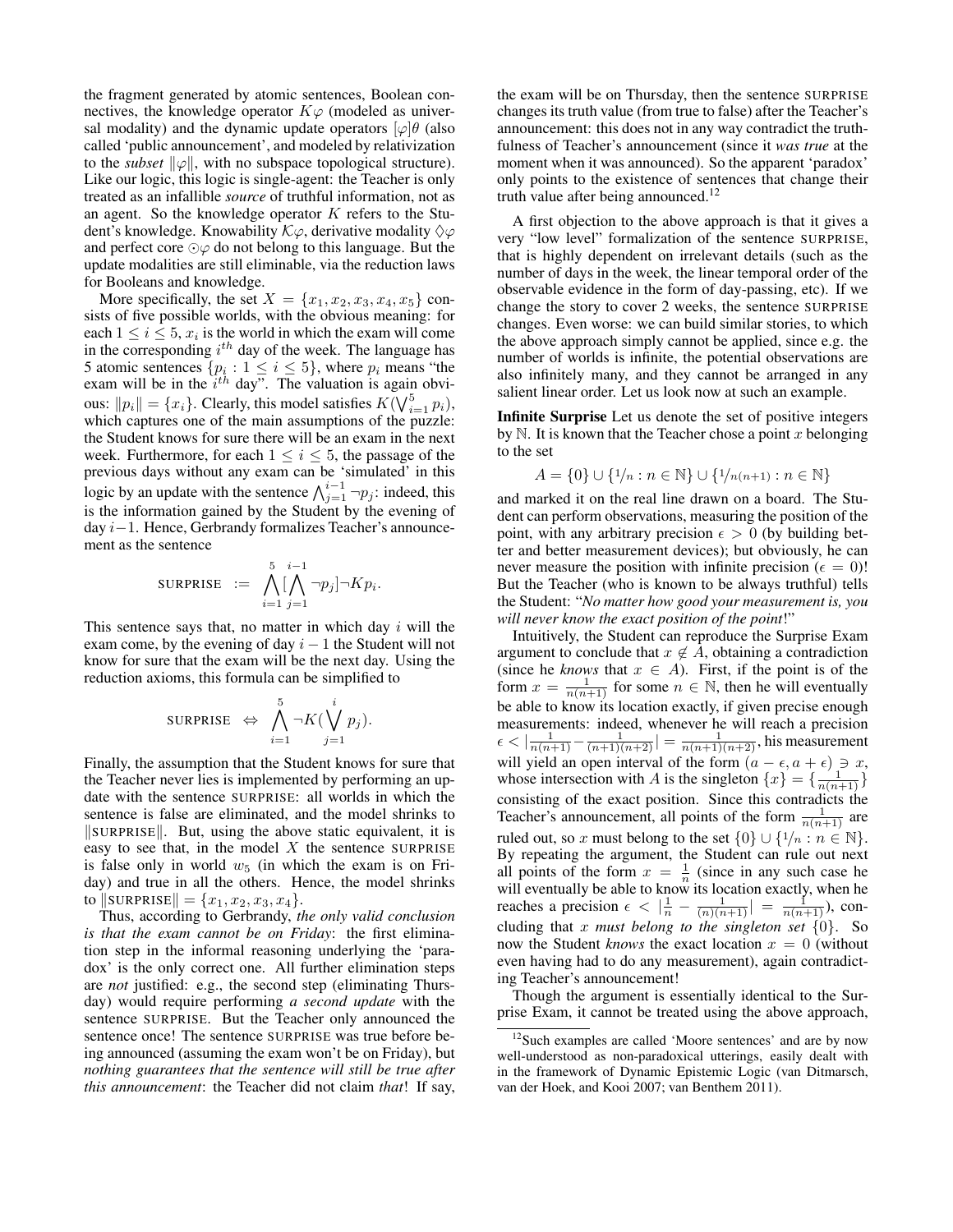the fragment generated by atomic sentences, Boolean connectives, the knowledge operator $K\varphi$ (modeled as universal modality) and the dynamic update operators $[\varphi]\theta$ (also called 'public announcement', and modeled by relativization to the *subset* $\|\varphi\|$, with no subspace topological structure). Like our logic, this logic is single-agent: the Teacher is only treated as an infallible *source* of truthful information, not as an agent. So the knowledge operator $K$ refers to the Student's knowledge. Knowability $\mathcal{K}\varphi$, derivative modality $\Diamond\varphi$ and perfect core $\odot\varphi$ do not belong to this language. But the update modalities are still eliminable, via the reduction laws for Booleans and knowledge.

More specifically, the set $X = \{x_1, x_2, x_3, x_4, x_5\}$ consists of five possible worlds, with the obvious meaning: for each $1 \leq i \leq 5$, $x_i$ is the world in which the exam will come in the corresponding $i^{th}$ day of the week. The language has 5 atomic sentences $\{p_i : 1 \leq i \leq 5\}$, where $p_i$ means "the exam will be in the $i^{th}$ day". The valuation is again obvious: $\|p_i\| = \{x_i\}$. Clearly, this model satisfies $K(\bigvee_{i=1}^{5} p_i)$, which captures one of the main assumptions of the puzzle: the Student knows for sure there will be an exam in the next week. Furthermore, for each $1 \leq i \leq 5$, the passage of the previous days without any exam can be 'simulated' in this logic by an update with the sentence $\bigwedge_{j=1}^{i-1} \neg p_j$: indeed, this is the information gained by the Student by the evening of day $i-1$. Hence, Gerbrandy formalizes Teacher's announcement as the sentence

$$\text{SURPRISE} \;:=\; \bigwedge_{i=1}^{5} [\bigwedge_{j=1}^{i-1} \neg p_j] \neg K p_i.$$

This sentence says that, no matter in which day $i$ will the exam come, by the evening of day $i-1$ the Student will not know for sure that the exam will be the next day. Using the reduction axioms, this formula can be simplified to

$$\text{SURPRISE} \;\Leftrightarrow\; \bigwedge_{i=1}^{5} \neg K(\bigvee_{j=1}^{i} p_j).$$

Finally, the assumption that the Student knows for sure that the Teacher never lies is implemented by performing an update with the sentence SURPRISE: all worlds in which the sentence is false are eliminated, and the model shrinks to $\|\text{SURPRISE}\|$. But, using the above static equivalent, it is easy to see that, in the model $X$ the sentence SURPRISE is false only in world $w_5$ (in which the exam is on Friday) and true in all the others. Hence, the model shrinks to $\|\text{SURPRISE}\| = \{x_1, x_2, x_3, x_4\}$.

Thus, according to Gerbrandy, *the only valid conclusion is that the exam cannot be on Friday*: the first elimination step in the informal reasoning underlying the 'paradox' is the only correct one. All further elimination steps are *not* justified: e.g., the second step (eliminating Thursday) would require performing *a second update* with the sentence SURPRISE. But the Teacher only announced the sentence once! The sentence SURPRISE was true before being announced (assuming the exam won't be on Friday), but *nothing guarantees that the sentence will still be true after this announcement*: the Teacher did not claim *that*! If say, the exam will be on Thursday, then the sentence SURPRISE changes its truth value (from true to false) after the Teacher's announcement: this does not in any way contradict the truthfulness of Teacher's announcement (since it *was true* at the moment when it was announced). So the apparent 'paradox' only points to the existence of sentences that change their truth value after being announced.[12]

A first objection to the above approach is that it gives a very "low level" formalization of the sentence SURPRISE, that is highly dependent on irrelevant details (such as the number of days in the week, the linear temporal order of the observable evidence in the form of day-passing, etc). If we change the story to cover 2 weeks, the sentence SURPRISE changes. Even worse: we can build similar stories, to which the above approach simply cannot be applied, since e.g. the number of worlds is infinite, the potential observations are also infinitely many, and they cannot be arranged in any salient linear order. Let us look now at such an example.

**Infinite Surprise** Let us denote the set of positive integers by $\mathbb{N}$. It is known that the Teacher chose a point $x$ belonging to the set

$$A = \{0\} \cup \{1/n : n \in \mathbb{N}\} \cup \{1/n(n+1) : n \in \mathbb{N}\}$$

and marked it on the real line drawn on a board. The Student can perform observations, measuring the position of the point, with any arbitrary precision $\epsilon > 0$ (by building better and better measurement devices); but obviously, he can never measure the position with infinite precision ($\epsilon = 0$)! But the Teacher (who is known to be always truthful) tells the Student: "*No matter how good your measurement is, you will never know the exact position of the point*!"

Intuitively, the Student can reproduce the Surprise Exam argument to conclude that $x \notin A$, obtaining a contradiction (since he *knows* that $x \in A$). First, if the point is of the form $x = \frac{1}{n(n+1)}$ for some $n \in \mathbb{N}$, then he will eventually be able to know its location exactly, if given precise enough measurements: indeed, whenever he will reach a precision $\epsilon < |\frac{1}{n(n+1)} - \frac{1}{(n+1)(n+2)}| = \frac{1}{n(n+1)(n+2)}$, his measurement will yield an open interval of the form $(a - \epsilon, a + \epsilon) \ni x$, whose intersection with $A$ is the singleton $\{x\} = \{\frac{1}{n(n+1)}\}$ consisting of the exact position. Since this contradicts the Teacher's announcement, all points of the form $\frac{1}{n(n+1)}$ are ruled out, so $x$ must belong to the set $\{0\} \cup \{1/n : n \in \mathbb{N}\}$. By repeating the argument, the Student can rule out next all points of the form $x = \frac{1}{n}$ (since in any such case he will eventually be able to know its location exactly, when he reaches a precision $\epsilon < |\frac{1}{n} - \frac{1}{(n)(n+1)}| = \frac{1}{n(n+1)}$), concluding that $x$ *must belong to the singleton set* $\{0\}$. So now the Student *knows* the exact location $x = 0$ (without even having had to do any measurement), again contradicting Teacher's announcement!

Though the argument is essentially identical to the Surprise Exam, it cannot be treated using the above approach,

[12] Such examples are called 'Moore sentences' and are by now well-understood as non-paradoxical utterings, easily dealt with in the framework of Dynamic Epistemic Logic (van Ditmarsch, van der Hoek, and Kooi 2007; van Benthem 2011).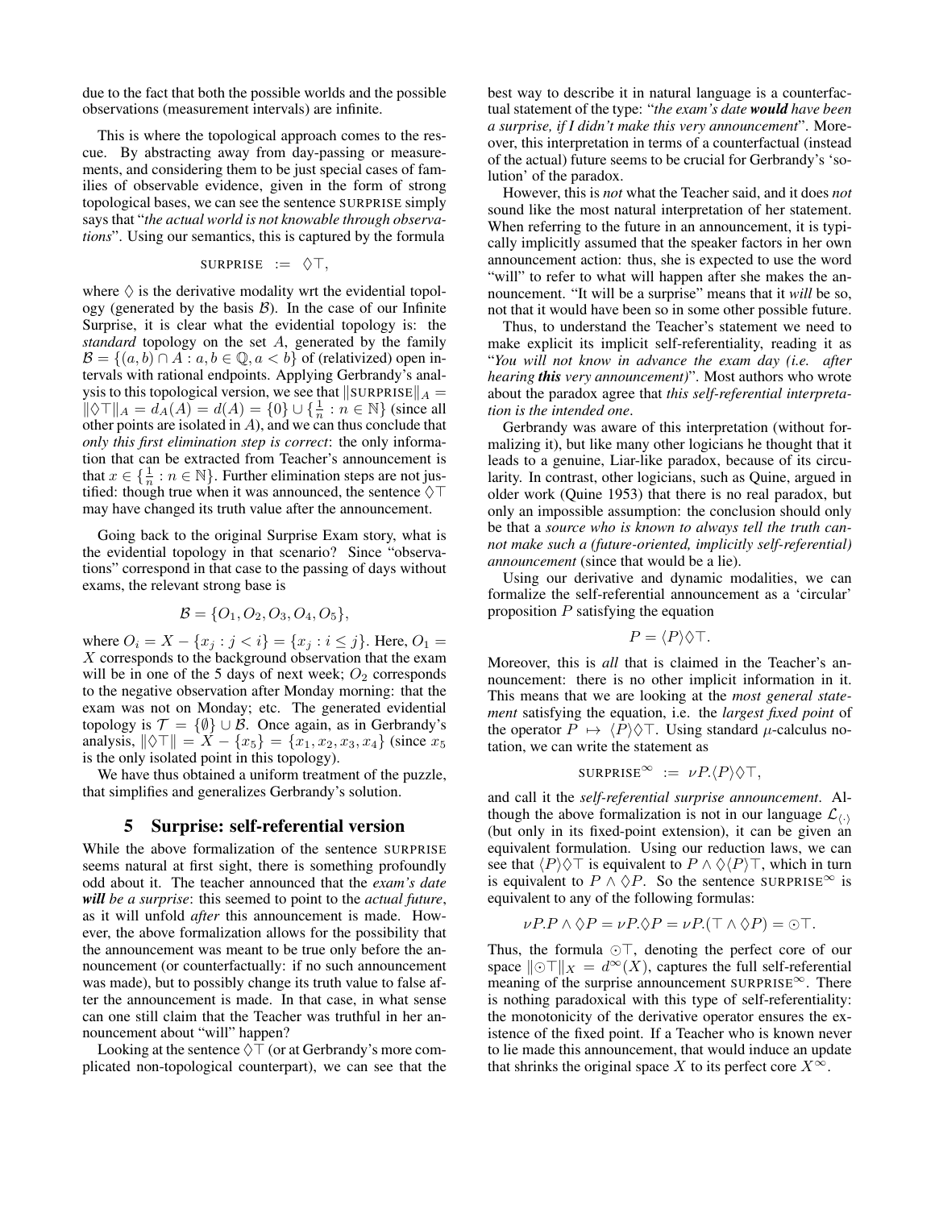due to the fact that both the possible worlds and the possible observations (measurement intervals) are infinite.

This is where the topological approach comes to the rescue. By abstracting away from day-passing or measurements, and considering them to be just special cases of families of observable evidence, given in the form of strong topological bases, we can see the sentence SURPRISE simply says that "*the actual world is not knowable through observations*". Using our semantics, this is captured by the formula

$$\text{SURPRISE} := \Diamond\top,$$

where $\Diamond$ is the derivative modality wrt the evidential topology (generated by the basis $\mathcal{B}$). In the case of our Infinite Surprise, it is clear what the evidential topology is: the *standard* topology on the set $A$, generated by the family $\mathcal{B} = \{(a,b) \cap A : a, b \in \mathbb{Q}, a < b\}$ of (relativized) open intervals with rational endpoints. Applying Gerbrandy's analysis to this topological version, we see that $\|\text{SURPRISE}\|_A = \|\Diamond\top\|_A = d_A(A) = d(A) = \{0\} \cup \{\frac{1}{n} : n \in \mathbb{N}\}$ (since all other points are isolated in $A$), and we can thus conclude that *only this first elimination step is correct*: the only information that can be extracted from Teacher's announcement is that $x \in \{\frac{1}{n} : n \in \mathbb{N}\}$. Further elimination steps are not justified: though true when it was announced, the sentence $\Diamond\top$ may have changed its truth value after the announcement.

Going back to the original Surprise Exam story, what is the evidential topology in that scenario? Since "observations" correspond in that case to the passing of days without exams, the relevant strong base is

$$\mathcal{B} = \{O_1, O_2, O_3, O_4, O_5\},$$

where $O_i = X - \{x_j : j < i\} = \{x_j : i \leq j\}$. Here, $O_1 = X$ corresponds to the background observation that the exam will be in one of the 5 days of next week; $O_2$ corresponds to the negative observation after Monday morning: that the exam was not on Monday; etc. The generated evidential topology is $\mathcal{T} = \{\emptyset\} \cup \mathcal{B}$. Once again, as in Gerbrandy's analysis, $\|\Diamond\top\| = X - \{x_5\} = \{x_1, x_2, x_3, x_4\}$ (since $x_5$ is the only isolated point in this topology).

We have thus obtained a uniform treatment of the puzzle, that simplifies and generalizes Gerbrandy's solution.

## 5 Surprise: self-referential version

While the above formalization of the sentence SURPRISE seems natural at first sight, there is something profoundly odd about it. The teacher announced that the *exam's date **will** be a surprise*: this seemed to point to the *actual future*, as it will unfold *after* this announcement is made. However, the above formalization allows for the possibility that the announcement was meant to be true only before the announcement (or counterfactually: if no such announcement was made), but to possibly change its truth value to false after the announcement is made. In that case, in what sense can one still claim that the Teacher was truthful in her announcement about "will" happen?

Looking at the sentence $\Diamond\top$ (or at Gerbrandy's more complicated non-topological counterpart), we can see that the best way to describe it in natural language is a counterfactual statement of the type: "*the exam's date **would** have been a surprise, if I didn't make this very announcement*". Moreover, this interpretation in terms of a counterfactual (instead of the actual) future seems to be crucial for Gerbrandy's 'solution' of the paradox.

However, this is *not* what the Teacher said, and it does *not* sound like the most natural interpretation of her statement. When referring to the future in an announcement, it is typically implicitly assumed that the speaker factors in her own announcement action: thus, she is expected to use the word "will" to refer to what will happen after she makes the announcement. "It will be a surprise" means that it *will* be so, not that it would have been so in some other possible future.

Thus, to understand the Teacher's statement we need to make explicit its implicit self-referentiality, reading it as "*You will not know in advance the exam day (i.e. after hearing **this** very announcement)*". Most authors who wrote about the paradox agree that *this self-referential interpretation is the intended one*.

Gerbrandy was aware of this interpretation (without formalizing it), but like many other logicians he thought that it leads to a genuine, Liar-like paradox, because of its circularity. In contrast, other logicians, such as Quine, argued in older work (Quine 1953) that there is no real paradox, but only an impossible assumption: the conclusion should only be that a *source who is known to always tell the truth cannot make such a (future-oriented, implicitly self-referential) announcement* (since that would be a lie).

Using our derivative and dynamic modalities, we can formalize the self-referential announcement as a 'circular' proposition $P$ satisfying the equation

$$P = \langle P \rangle \Diamond\top.$$

Moreover, this is *all* that is claimed in the Teacher's announcement: there is no other implicit information in it. This means that we are looking at the *most general statement* satisfying the equation, i.e. the *largest fixed point* of the operator $P \mapsto \langle P \rangle \Diamond\top$. Using standard $\mu$-calculus notation, we can write the statement as

$$\text{SURPRISE}^{\infty} := \nu P.\langle P \rangle \Diamond\top,$$

and call it the *self-referential surprise announcement*. Although the above formalization is not in our language $\mathcal{L}_{\langle\cdot\rangle}$ (but only in its fixed-point extension), it can be given an equivalent formulation. Using our reduction laws, we can see that $\langle P \rangle \Diamond\top$ is equivalent to $P \wedge \Diamond\langle P \rangle\top$, which in turn is equivalent to $P \wedge \Diamond P$. So the sentence $\text{SURPRISE}^{\infty}$ is equivalent to any of the following formulas:

$$\nu P.P \wedge \Diamond P = \nu P.\Diamond P = \nu P.(\top \wedge \Diamond P) = \odot\top.$$

Thus, the formula $\odot\top$, denoting the perfect core of our space $\|\odot\top\|_X = d^{\infty}(X)$, captures the full self-referential meaning of the surprise announcement $\text{SURPRISE}^{\infty}$. There is nothing paradoxical with this type of self-referentiality: the monotonicity of the derivative operator ensures the existence of the fixed point. If a Teacher who is known never to lie made this announcement, that would induce an update that shrinks the original space $X$ to its perfect core $X^{\infty}$.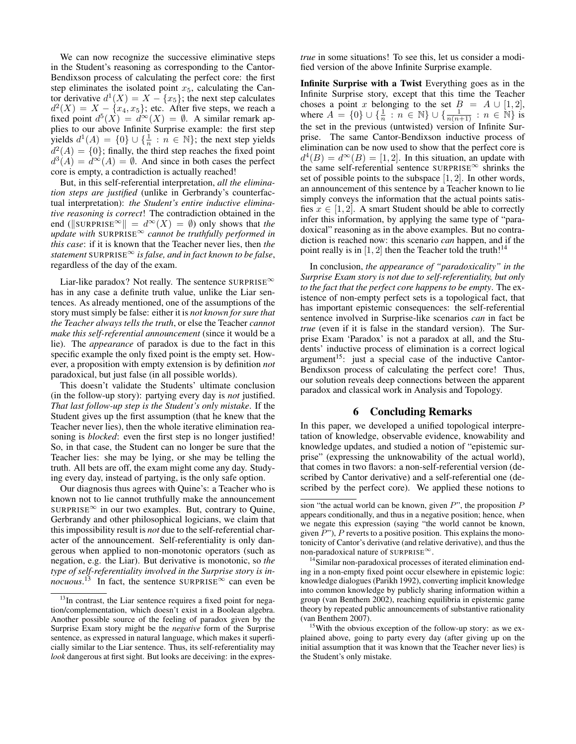We can now recognize the successive eliminative steps in the Student's reasoning as corresponding to the Cantor-Bendixson process of calculating the perfect core: the first step eliminates the isolated point $x_5$, calculating the Cantor derivative $d^1(X) = X - \{x_5\}$; the next step calculates $d^2(X) = X - \{x_4, x_5\}$; etc. After five steps, we reach a fixed point $d^5(X) = d^\infty(X) = \emptyset$. A similar remark applies to our above Infinite Surprise example: the first step yields $d^1(A) = \{0\} \cup \{\frac{1}{n} : n \in \mathbb{N}\}$; the next step yields $d^2(A) = \{0\}$; finally, the third step reaches the fixed point $d^3(A) = d^\infty(A) = \emptyset$. And since in both cases the perfect core is empty, a contradiction is actually reached!

But, in this self-referential interpretation, *all the elimination steps are justified* (unlike in Gerbrandy's counterfactual interpretation): *the Student's entire inductive eliminative reasoning is correct*! The contradiction obtained in the end ($\|\text{SURPRISE}^\infty\| = d^\infty(X) = \emptyset$) only shows that *the update with* SURPRISE$^\infty$ *cannot be truthfully performed in this case*: if it is known that the Teacher never lies, then *the statement* SURPRISE$^\infty$ *is false, and in fact known to be false*, regardless of the day of the exam.

Liar-like paradox? Not really. The sentence SURPRISE$^\infty$ has in any case a definite truth value, unlike the Liar sentences. As already mentioned, one of the assumptions of the story must simply be false: either it is *not known for sure that the Teacher always tells the truth*, or else the Teacher *cannot make this self-referential announcement* (since it would be a lie). The *appearance* of paradox is due to the fact in this specific example the only fixed point is the empty set. However, a proposition with empty extension is by definition *not* paradoxical, but just false (in all possible worlds).

This doesn't validate the Students' ultimate conclusion (in the follow-up story): partying every day is *not* justified. *That last follow-up step is the Student's only mistake*. If the Student gives up the first assumption (that he knew that the Teacher never lies), then the whole iterative elimination reasoning is *blocked*: even the first step is no longer justified! So, in that case, the Student can no longer be sure that the Teacher lies: she may be lying, or she may be telling the truth. All bets are off, the exam might come any day. Studying every day, instead of partying, is the only safe option.

Our diagnosis thus agrees with Quine's: a Teacher who is known not to lie cannot truthfully make the announcement SURPRISE$^\infty$ in our two examples. But, contrary to Quine, Gerbrandy and other philosophical logicians, we claim that this impossibility result is *not* due to the self-referential character of the announcement. Self-referentiality is only dangerous when applied to non-monotonic operators (such as negation, e.g. the Liar). But derivative is monotonic, so *the type of self-referentiality involved in the Surprise story is innocuous*.[13] In fact, the sentence SURPRISE$^\infty$ can even be *true* in some situations! To see this, let us consider a modified version of the above Infinite Surprise example.

**Infinite Surprise with a Twist** Everything goes as in the Infinite Surprise story, except that this time the Teacher choses a point $x$ belonging to the set $B = A \cup [1, 2]$, where $A = \{0\} \cup \{\frac{1}{n} : n \in \mathbb{N}\} \cup \{\frac{1}{n(n+1)} : n \in \mathbb{N}\}$ is the set in the previous (untwisted) version of Infinite Surprise. The same Cantor-Bendixson inductive process of elimination can be now used to show that the perfect core is $d^4(B) = d^\infty(B) = [1, 2]$. In this situation, an update with the same self-referential sentence SURPRISE$^\infty$ shrinks the set of possible points to the subspace $[1, 2]$. In other words, an announcement of this sentence by a Teacher known to lie simply conveys the information that the actual points satisfies $x \in [1, 2]$. A smart Student should be able to correctly infer this information, by applying the same type of "paradoxical" reasoning as in the above examples. But no contradiction is reached now: this scenario *can* happen, and if the point really is in $[1, 2]$ then the Teacher told the truth![14]

In conclusion, *the appearance of "paradoxicality" in the Surprise Exam story is not due to self-referentiality, but only to the fact that the perfect core happens to be empty*. The existence of non-empty perfect sets is a topological fact, that has important epistemic consequences: the self-referential sentence involved in Surprise-like scenarios *can* in fact be *true* (even if it is false in the standard version). The Surprise Exam 'Paradox' is not a paradox at all, and the Students' inductive process of elimination is a correct logical argument[15]: just a special case of the inductive Cantor-Bendixson process of calculating the perfect core! Thus, our solution reveals deep connections between the apparent paradox and classical work in Analysis and Topology.

## 6 Concluding Remarks

In this paper, we developed a unified topological interpretation of knowledge, observable evidence, knowability and knowledge updates, and studied a notion of "epistemic surprise" (expressing the unknowability of the actual world), that comes in two flavors: a non-self-referential version (described by Cantor derivative) and a self-referential one (described by the perfect core). We applied these notions to

---

[13] In contrast, the Liar sentence requires a fixed point for negation/complementation, which doesn't exist in a Boolean algebra. Another possible source of the feeling of paradox given by the Surprise Exam story might be the *negative* form of the Surprise sentence, as expressed in natural language, which makes it superficially similar to the Liar sentence. Thus, its self-referentiality may *look* dangerous at first sight. But looks are deceiving: in the expression "the actual world can be known, given $P$", the proposition $P$ appears conditionally, and thus in a negative position; hence, when we negate this expression (saying "the world cannot be known, given $P$"), $P$ reverts to a positive position. This explains the monotonicity of Cantor's derivative (and relative derivative), and thus the non-paradoxical nature of SURPRISE$^\infty$.

[14] Similar non-paradoxical processes of iterated elimination ending in a non-empty fixed point occur elsewhere in epistemic logic: knowledge dialogues (Parikh 1992), converting implicit knowledge into common knowledge by publicly sharing information within a group (van Benthem 2002), reaching equilibria in epistemic game theory by repeated public announcements of substantive rationality (van Benthem 2007).

[15] With the obvious exception of the follow-up story: as we explained above, going to party every day (after giving up on the initial assumption that it was known that the Teacher never lies) is the Student's only mistake.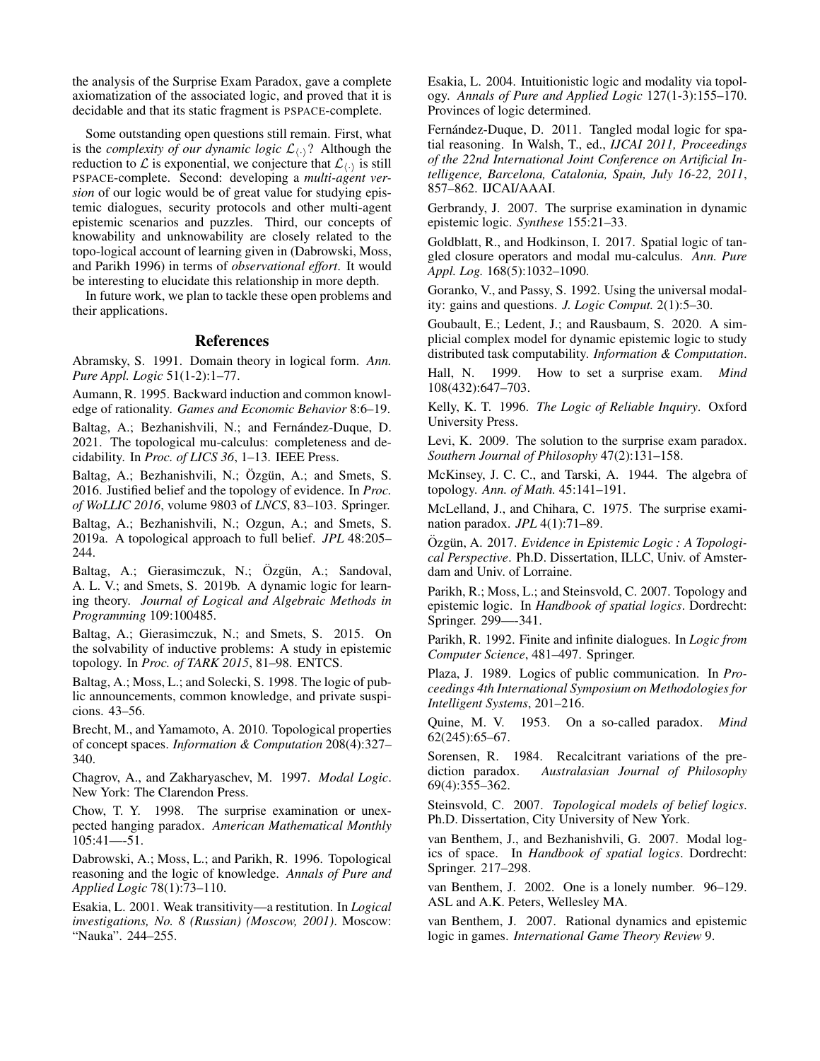the analysis of the Surprise Exam Paradox, gave a complete axiomatization of the associated logic, and proved that it is decidable and that its static fragment is PSPACE-complete.

Some outstanding open questions still remain. First, what is the *complexity of our dynamic logic* $\mathcal{L}_{\langle\cdot\rangle}$? Although the reduction to $\mathcal{L}$ is exponential, we conjecture that $\mathcal{L}_{\langle\cdot\rangle}$ is still PSPACE-complete. Second: developing a *multi-agent version* of our logic would be of great value for studying epistemic dialogues, security protocols and other multi-agent epistemic scenarios and puzzles. Third, our concepts of knowability and unknowability are closely related to the topo-logical account of learning given in (Dabrowski, Moss, and Parikh 1996) in terms of *observational effort*. It would be interesting to elucidate this relationship in more depth.

In future work, we plan to tackle these open problems and their applications.

## References

Abramsky, S. 1991. Domain theory in logical form. *Ann. Pure Appl. Logic* 51(1-2):1–77.

Aumann, R. 1995. Backward induction and common knowledge of rationality. *Games and Economic Behavior* 8:6–19.

Baltag, A.; Bezhanishvili, N.; and Fernández-Duque, D. 2021. The topological mu-calculus: completeness and decidability. In *Proc. of LICS 36*, 1–13. IEEE Press.

Baltag, A.; Bezhanishvili, N.; Özgün, A.; and Smets, S. 2016. Justified belief and the topology of evidence. In *Proc. of WoLLIC 2016*, volume 9803 of *LNCS*, 83–103. Springer.

Baltag, A.; Bezhanishvili, N.; Ozgun, A.; and Smets, S. 2019a. A topological approach to full belief. *JPL* 48:205–244.

Baltag, A.; Gierasimczuk, N.; Özgün, A.; Sandoval, A. L. V.; and Smets, S. 2019b. A dynamic logic for learning theory. *Journal of Logical and Algebraic Methods in Programming* 109:100485.

Baltag, A.; Gierasimczuk, N.; and Smets, S. 2015. On the solvability of inductive problems: A study in epistemic topology. In *Proc. of TARK 2015*, 81–98. ENTCS.

Baltag, A.; Moss, L.; and Solecki, S. 1998. The logic of public announcements, common knowledge, and private suspicions. 43–56.

Brecht, M., and Yamamoto, A. 2010. Topological properties of concept spaces. *Information & Computation* 208(4):327–340.

Chagrov, A., and Zakharyaschev, M. 1997. *Modal Logic*. New York: The Clarendon Press.

Chow, T. Y. 1998. The surprise examination or unexpected hanging paradox. *American Mathematical Monthly* 105:41––51.

Dabrowski, A.; Moss, L.; and Parikh, R. 1996. Topological reasoning and the logic of knowledge. *Annals of Pure and Applied Logic* 78(1):73–110.

Esakia, L. 2001. Weak transitivity—a restitution. In *Logical investigations, No. 8 (Russian) (Moscow, 2001)*. Moscow: "Nauka". 244–255.

Esakia, L. 2004. Intuitionistic logic and modality via topology. *Annals of Pure and Applied Logic* 127(1-3):155–170. Provinces of logic determined.

Fernández-Duque, D. 2011. Tangled modal logic for spatial reasoning. In Walsh, T., ed., *IJCAI 2011, Proceedings of the 22nd International Joint Conference on Artificial Intelligence, Barcelona, Catalonia, Spain, July 16-22, 2011*, 857–862. IJCAI/AAAI.

Gerbrandy, J. 2007. The surprise examination in dynamic epistemic logic. *Synthese* 155:21–33.

Goldblatt, R., and Hodkinson, I. 2017. Spatial logic of tangled closure operators and modal mu-calculus. *Ann. Pure Appl. Log.* 168(5):1032–1090.

Goranko, V., and Passy, S. 1992. Using the universal modality: gains and questions. *J. Logic Comput.* 2(1):5–30.

Goubault, E.; Ledent, J.; and Rausbaum, S. 2020. A simplicial complex model for dynamic epistemic logic to study distributed task computability. *Information & Computation*.

Hall, N. 1999. How to set a surprise exam. *Mind* 108(432):647–703.

Kelly, K. T. 1996. *The Logic of Reliable Inquiry*. Oxford University Press.

Levi, K. 2009. The solution to the surprise exam paradox. *Southern Journal of Philosophy* 47(2):131–158.

McKinsey, J. C. C., and Tarski, A. 1944. The algebra of topology. *Ann. of Math.* 45:141–191.

McLelland, J., and Chihara, C. 1975. The surprise examination paradox. *JPL* 4(1):71–89.

Özgün, A. 2017. *Evidence in Epistemic Logic : A Topological Perspective*. Ph.D. Dissertation, ILLC, Univ. of Amsterdam and Univ. of Lorraine.

Parikh, R.; Moss, L.; and Steinsvold, C. 2007. Topology and epistemic logic. In *Handbook of spatial logics*. Dordrecht: Springer. 299–-341.

Parikh, R. 1992. Finite and infinite dialogues. In *Logic from Computer Science*, 481–497. Springer.

Plaza, J. 1989. Logics of public communication. In *Proceedings 4th International Symposium on Methodologies for Intelligent Systems*, 201–216.

Quine, M. V. 1953. On a so-called paradox. *Mind* 62(245):65–67.

Sorensen, R. 1984. Recalcitrant variations of the prediction paradox. *Australasian Journal of Philosophy* 69(4):355–362.

Steinsvold, C. 2007. *Topological models of belief logics*. Ph.D. Dissertation, City University of New York.

van Benthem, J., and Bezhanishvili, G. 2007. Modal logics of space. In *Handbook of spatial logics*. Dordrecht: Springer. 217–298.

van Benthem, J. 2002. One is a lonely number. 96–129. ASL and A.K. Peters, Wellesley MA.

van Benthem, J. 2007. Rational dynamics and epistemic logic in games. *International Game Theory Review* 9.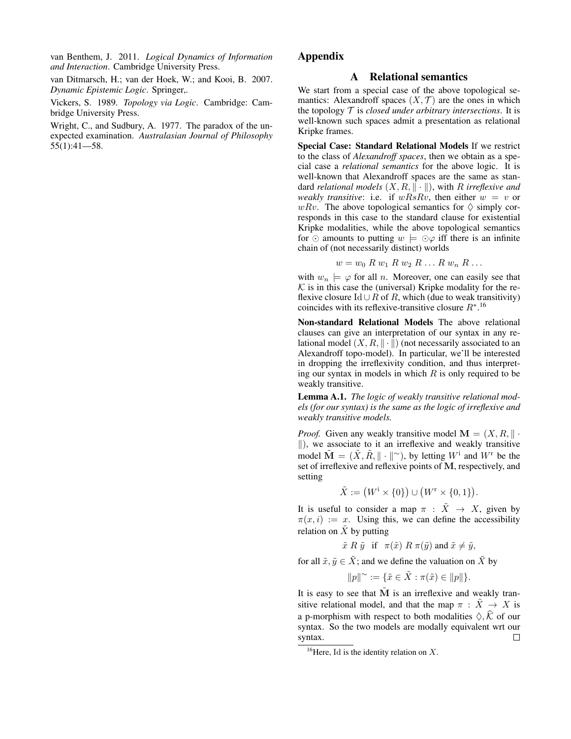van Benthem, J. 2011. *Logical Dynamics of Information and Interaction*. Cambridge University Press.

van Ditmarsch, H.; van der Hoek, W.; and Kooi, B. 2007. *Dynamic Epistemic Logic*. Springer,.

Vickers, S. 1989. *Topology via Logic*. Cambridge: Cambridge University Press.

Wright, C., and Sudbury, A. 1977. The paradox of the unexpected examination. *Australasian Journal of Philosophy* 55(1):41—58.

# Appendix

## A Relational semantics

We start from a special case of the above topological semantics: Alexandroff spaces $(X, \mathcal{T})$ are the ones in which the topology $\mathcal{T}$ is *closed under arbitrary intersections*. It is well-known such spaces admit a presentation as relational Kripke frames.

**Special Case: Standard Relational Models** If we restrict to the class of *Alexandroff spaces*, then we obtain as a special case a *relational semantics* for the above logic. It is well-known that Alexandroff spaces are the same as standard *relational models* $(X, R, \|\cdot\|)$, with $R$ *irreflexive and weakly transitive*: i.e. if $wRsRv$, then either $w = v$ or $wRv$. The above topological semantics for $\Diamond$ simply corresponds in this case to the standard clause for existential Kripke modalities, while the above topological semantics for $\odot$ amounts to putting $w \models \odot\varphi$ iff there is an infinite chain of (not necessarily distinct) worlds

$$w = w_0 \; R \; w_1 \; R \; w_2 \; R \ldots R \; w_n \; R \ldots$$

with $w_n \models \varphi$ for all $n$. Moreover, one can easily see that $\mathcal{K}$ is in this case the (universal) Kripke modality for the reflexive closure $\mathrm{Id} \cup R$ of $R$, which (due to weak transitivity) coincides with its reflexive-transitive closure $R^*$.[16]

**Non-standard Relational Models** The above relational clauses can give an interpretation of our syntax in any relational model $(X, R, \|\cdot\|)$ (not necessarily associated to an Alexandroff topo-model). In particular, we'll be interested in dropping the irreflexivity condition, and thus interpreting our syntax in models in which $R$ is only required to be weakly transitive.

**Lemma A.1.** *The logic of weakly transitive relational models (for our syntax) is the same as the logic of irreflexive and weakly transitive models.*

*Proof.* Given any weakly transitive model $\mathbf{M} = (X, R, \|\cdot\|)$, we associate to it an irreflexive and weakly transitive model $\tilde{\mathbf{M}} = (\tilde{X}, \tilde{R}, \|\cdot\|^{\sim})$, by letting $W^{\mathrm{i}}$ and $W^{\mathrm{r}}$ be the set of irreflexive and reflexive points of $\mathbf{M}$, respectively, and setting

$$\tilde{X} := \left(W^{\mathrm{i}} \times \{0\}\right) \cup \left(W^{\mathrm{r}} \times \{0, 1\}\right).$$

It is useful to consider a map $\pi : \tilde{X} \to X$, given by $\pi(x, i) := x$. Using this, we can define the accessibility relation on $\tilde{X}$ by putting

$$\tilde{x} \; R \; \tilde{y} \quad \text{if} \quad \pi(\tilde{x}) \; R \; \pi(\tilde{y}) \text{ and } \tilde{x} \neq \tilde{y},$$

for all $\tilde{x}, \tilde{y} \in \tilde{X}$; and we define the valuation on $\tilde{X}$ by

$$\|p\|^{\sim} := \{\tilde{x} \in \tilde{X} : \pi(\tilde{x}) \in \|p\|\}.$$

It is easy to see that $\tilde{\mathbf{M}}$ is an irreflexive and weakly transitive relational model, and that the map $\pi : \tilde{X} \to X$ is a p-morphism with respect to both modalities $\Diamond, \widehat{\mathcal{K}}$ of our syntax. So the two models are modally equivalent wrt our syntax. $\square$

[16] Here, $\mathrm{Id}$ is the identity relation on $X$.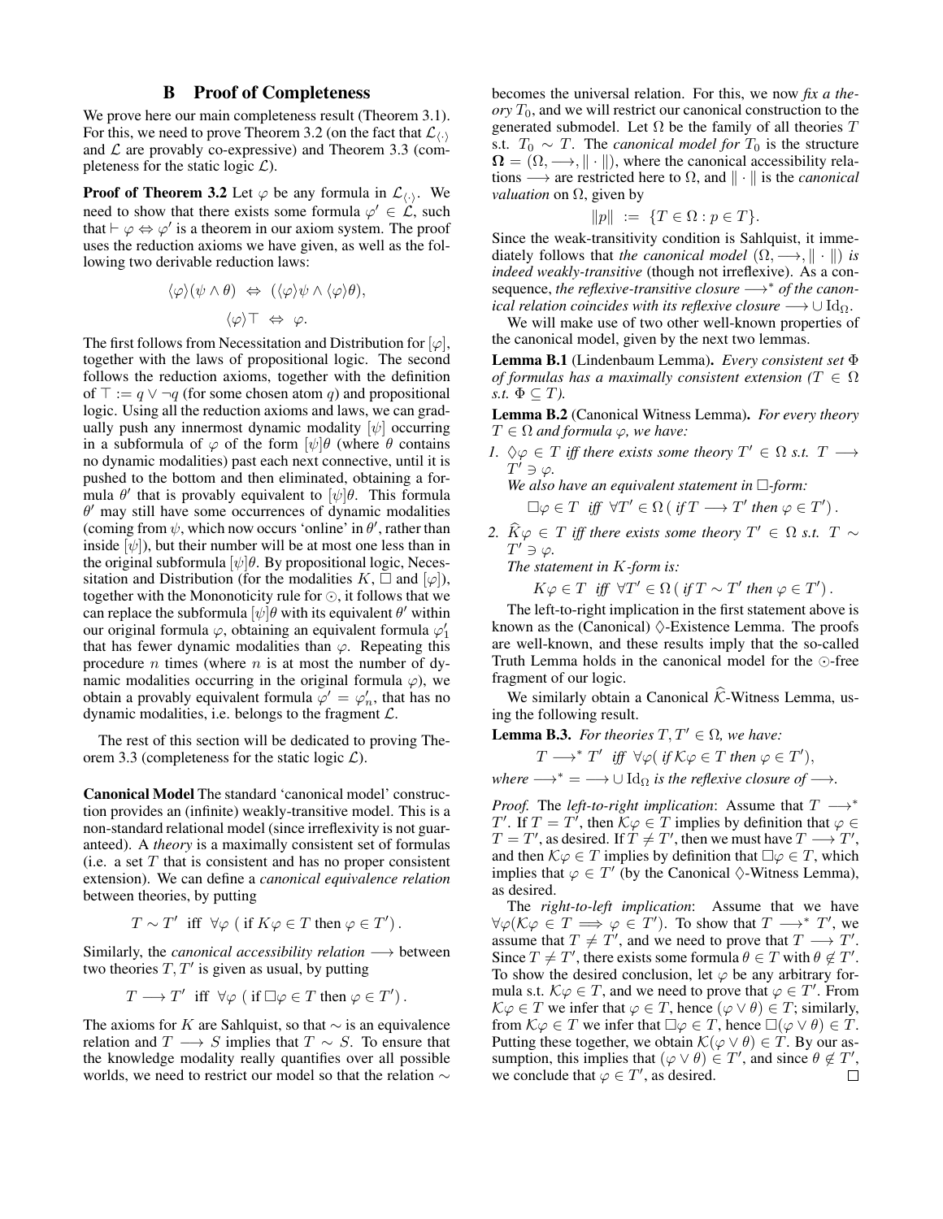## B Proof of Completeness

We prove here our main completeness result (Theorem 3.1). For this, we need to prove Theorem 3.2 (on the fact that $\mathcal{L}_{\langle\cdot\rangle}$ and $\mathcal{L}$ are provably co-expressive) and Theorem 3.3 (completeness for the static logic $\mathcal{L}$).

**Proof of Theorem 3.2** Let $\varphi$ be any formula in $\mathcal{L}_{\langle\cdot\rangle}$. We need to show that there exists some formula $\varphi' \in \mathcal{L}$, such that $\vdash \varphi \Leftrightarrow \varphi'$ is a theorem in our axiom system. The proof uses the reduction axioms we have given, as well as the following two derivable reduction laws:

$$\langle\varphi\rangle(\psi \wedge \theta) \;\Leftrightarrow\; (\langle\varphi\rangle\psi \wedge \langle\varphi\rangle\theta),$$

$$\langle\varphi\rangle\top \;\Leftrightarrow\; \varphi.$$

The first follows from Necessitation and Distribution for $[\varphi]$, together with the laws of propositional logic. The second follows the reduction axioms, together with the definition of $\top := q \vee \neg q$ (for some chosen atom $q$) and propositional logic. Using all the reduction axioms and laws, we can gradually push any innermost dynamic modality $[\psi]$ occurring in a subformula of $\varphi$ of the form $[\psi]\theta$ (where $\theta$ contains no dynamic modalities) past each next connective, until it is pushed to the bottom and then eliminated, obtaining a formula $\theta'$ that is provably equivalent to $[\psi]\theta$. This formula $\theta'$ may still have some occurrences of dynamic modalities (coming from $\psi$, which now occurs 'online' in $\theta'$, rather than inside $[\psi]$), but their number will be at most one less than in the original subformula $[\psi]\theta$. By propositional logic, Necessitation and Distribution (for the modalities $K$, $\Box$ and $[\varphi]$), together with the Mononoticity rule for $\odot$, it follows that we can replace the subformula $[\psi]\theta$ with its equivalent $\theta'$ within our original formula $\varphi$, obtaining an equivalent formula $\varphi'_1$ that has fewer dynamic modalities than $\varphi$. Repeating this procedure $n$ times (where $n$ is at most the number of dynamic modalities occurring in the original formula $\varphi$), we obtain a provably equivalent formula $\varphi' = \varphi'_n$, that has no dynamic modalities, i.e. belongs to the fragment $\mathcal{L}$.

The rest of this section will be dedicated to proving Theorem 3.3 (completeness for the static logic $\mathcal{L}$).

**Canonical Model** The standard 'canonical model' construction provides an (infinite) weakly-transitive model. This is a non-standard relational model (since irreflexivity is not guaranteed). A *theory* is a maximally consistent set of formulas (i.e. a set $T$ that is consistent and has no proper consistent extension). We can define a *canonical equivalence relation* between theories, by putting

$$T \sim T' \;\text{ iff }\; \forall\varphi \;(\text{ if } K\varphi \in T \text{ then } \varphi \in T').$$

Similarly, the *canonical accessibility relation* $\longrightarrow$ between two theories $T, T'$ is given as usual, by putting

$$T \longrightarrow T' \;\text{ iff }\; \forall\varphi \;(\text{ if } \Box\varphi \in T \text{ then } \varphi \in T').$$

The axioms for $K$ are Sahlquist, so that $\sim$ is an equivalence relation and $T \longrightarrow S$ implies that $T \sim S$. To ensure that the knowledge modality really quantifies over all possible worlds, we need to restrict our model so that the relation $\sim$ becomes the universal relation. For this, we now *fix a theory* $T_0$, and we will restrict our canonical construction to the generated submodel. Let $\Omega$ be the family of all theories $T$ s.t. $T_0 \sim T$. The *canonical model for* $T_0$ is the structure $\mathbf{\Omega} = (\Omega, \longrightarrow, \|\cdot\|)$, where the canonical accessibility relations $\longrightarrow$ are restricted here to $\Omega$, and $\|\cdot\|$ is the *canonical valuation* on $\Omega$, given by

$$\|p\| \;:=\; \{T \in \Omega : p \in T\}.$$

Since the weak-transitivity condition is Sahlquist, it immediately follows that *the canonical model* $(\Omega, \longrightarrow, \|\cdot\|)$ *is indeed weakly-transitive* (though not irreflexive). As a consequence, *the reflexive-transitive closure* $\longrightarrow^*$ *of the canonical relation coincides with its reflexive closure* $\longrightarrow \cup \, Id_\Omega$.

We will make use of two other well-known properties of the canonical model, given by the next two lemmas.

**Lemma B.1** (Lindenbaum Lemma). *Every consistent set $\Phi$ of formulas has a maximally consistent extension ($T \in \Omega$ s.t. $\Phi \subseteq T$).*

**Lemma B.2** (Canonical Witness Lemma). *For every theory $T \in \Omega$ and formula $\varphi$, we have:*

1. *$\Diamond\varphi \in T$ iff there exists some theory $T' \in \Omega$ s.t. $T \longrightarrow T' \ni \varphi$.*
   *We also have an equivalent statement in $\Box$-form:*
   $$\Box\varphi \in T \;\text{ iff }\; \forall T' \in \Omega \,(\text{ if } T \longrightarrow T' \text{ then } \varphi \in T').$$
2. *$\widehat{K}\varphi \in T$ iff there exists some theory $T' \in \Omega$ s.t. $T \sim T' \ni \varphi$.*
   *The statement in $K$-form is:*
   $$K\varphi \in T \;\text{ iff }\; \forall T' \in \Omega \,(\text{ if } T \sim T' \text{ then } \varphi \in T').$$

The left-to-right implication in the first statement above is known as the (Canonical) $\Diamond$-Existence Lemma. The proofs are well-known, and these results imply that the so-called Truth Lemma holds in the canonical model for the $\odot$-free fragment of our logic.

We similarly obtain a Canonical $\widehat{\mathcal{K}}$-Witness Lemma, using the following result.

**Lemma B.3.** *For theories $T, T' \in \Omega$, we have:*

$$T \longrightarrow^* T' \;\text{ iff }\; \forall\varphi(\text{ if } \mathcal{K}\varphi \in T \text{ then } \varphi \in T'),$$

*where $\longrightarrow^* = \longrightarrow \cup \, Id_\Omega$ is the reflexive closure of $\longrightarrow$.*

*Proof.* The *left-to-right implication*: Assume that $T \longrightarrow^* T'$. If $T = T'$, then $\mathcal{K}\varphi \in T$ implies by definition that $\varphi \in T = T'$, as desired. If $T \neq T'$, then we must have $T \longrightarrow T'$, and then $\mathcal{K}\varphi \in T$ implies by definition that $\Box\varphi \in T$, which implies that $\varphi \in T'$ (by the Canonical $\Diamond$-Witness Lemma), as desired.

The *right-to-left implication*: Assume that we have $\forall\varphi(\mathcal{K}\varphi \in T \implies \varphi \in T')$. To show that $T \longrightarrow^* T'$, we assume that $T \neq T'$, and we need to prove that $T \longrightarrow T'$. Since $T \neq T'$, there exists some formula $\theta \in T$ with $\theta \notin T'$. To show the desired conclusion, let $\varphi$ be any arbitrary formula s.t. $\mathcal{K}\varphi \in T$, and we need to prove that $\varphi \in T'$. From $\mathcal{K}\varphi \in T$ we infer that $\varphi \in T$, hence $(\varphi \vee \theta) \in T$; similarly, from $\mathcal{K}\varphi \in T$ we infer that $\Box\varphi \in T$, hence $\Box(\varphi \vee \theta) \in T$. Putting these together, we obtain $\mathcal{K}(\varphi \vee \theta) \in T$. By our assumption, this implies that $(\varphi \vee \theta) \in T'$, and since $\theta \notin T'$, we conclude that $\varphi \in T'$, as desired. $\square$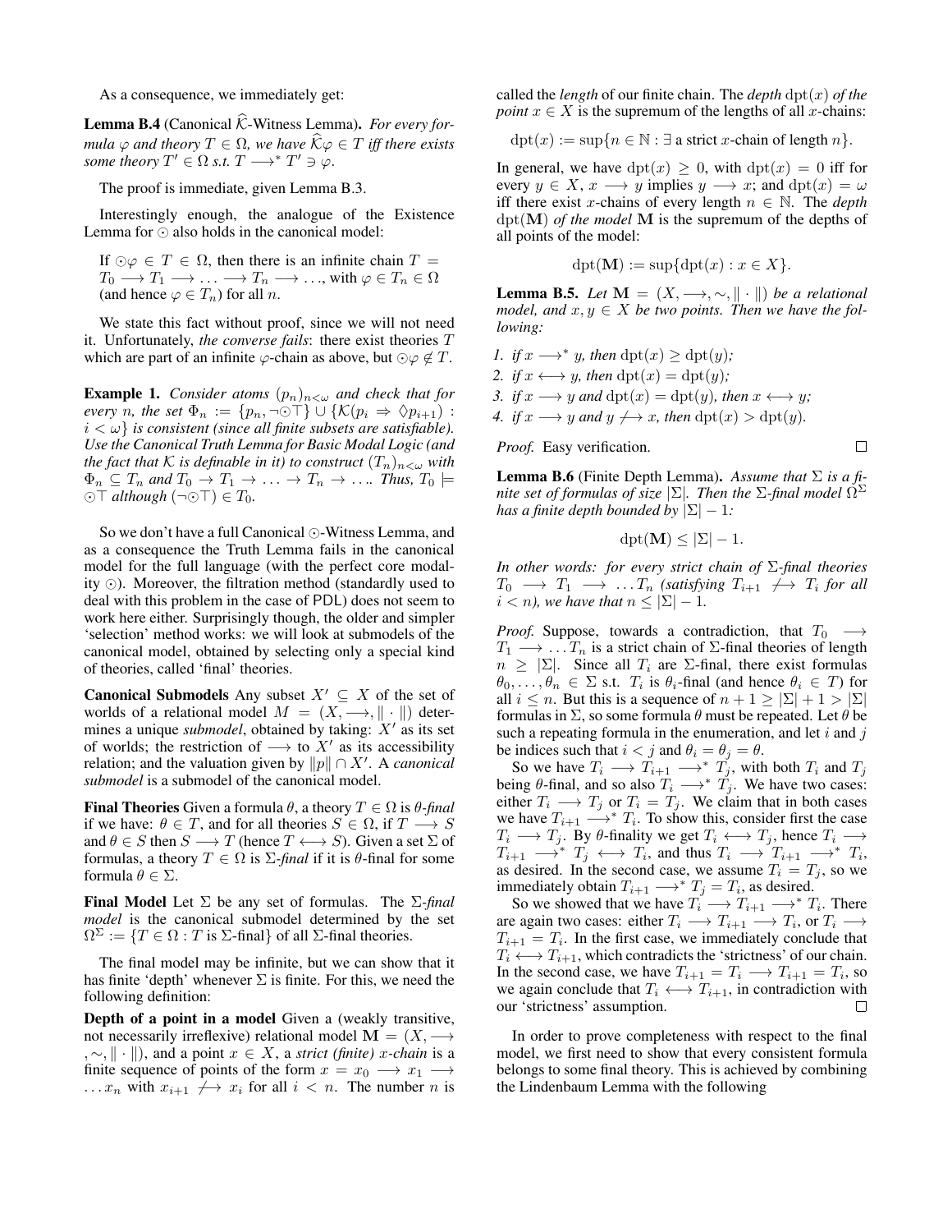As a consequence, we immediately get:

**Lemma B.4** (Canonical $\widehat{\mathcal{K}}$-Witness Lemma). *For every formula $\varphi$ and theory $T \in \Omega$, we have $\widehat{\mathcal{K}}\varphi \in T$ iff there exists some theory $T' \in \Omega$ s.t. $T \longrightarrow^* T' \ni \varphi$.*

The proof is immediate, given Lemma B.3.

Interestingly enough, the analogue of the Existence Lemma for $\odot$ also holds in the canonical model:

If $\odot\varphi \in T \in \Omega$, then there is an infinite chain $T = T_0 \longrightarrow T_1 \longrightarrow \ldots \longrightarrow T_n \longrightarrow \ldots$, with $\varphi \in T_n \in \Omega$ (and hence $\varphi \in T_n$) for all $n$.

We state this fact without proof, since we will not need it. Unfortunately, *the converse fails*: there exist theories $T$ which are part of an infinite $\varphi$-chain as above, but $\odot\varphi \notin T$.

**Example 1.** *Consider atoms $(p_n)_{n<\omega}$ and check that for every $n$, the set $\Phi_n := \{p_n, \neg\odot\top\} \cup \{\mathcal{K}(p_i \Rightarrow \Diamond p_{i+1}) : i < \omega\}$ is consistent (since all finite subsets are satisfiable). Use the Canonical Truth Lemma for Basic Modal Logic (and the fact that $\mathcal{K}$ is definable in it) to construct $(T_n)_{n<\omega}$ with $\Phi_n \subseteq T_n$ and $T_0 \to T_1 \to \ldots \to T_n \to \ldots$. Thus, $T_0 \models \odot\top$ although $(\neg\odot\top) \in T_0$.*

So we don't have a full Canonical $\odot$-Witness Lemma, and as a consequence the Truth Lemma fails in the canonical model for the full language (with the perfect core modality $\odot$). Moreover, the filtration method (standardly used to deal with this problem in the case of PDL) does not seem to work here either. Surprisingly though, the older and simpler 'selection' method works: we will look at submodels of the canonical model, obtained by selecting only a special kind of theories, called 'final' theories.

**Canonical Submodels** Any subset $X' \subseteq X$ of the set of worlds of a relational model $M = (X, \longrightarrow, \|\cdot\|)$ determines a unique *submodel*, obtained by taking: $X'$ as its set of worlds; the restriction of $\longrightarrow$ to $X'$ as its accessibility relation; and the valuation given by $\|p\| \cap X'$. A *canonical submodel* is a submodel of the canonical model.

**Final Theories** Given a formula $\theta$, a theory $T \in \Omega$ is *$\theta$-final* if we have: $\theta \in T$, and for all theories $S \in \Omega$, if $T \longrightarrow S$ and $\theta \in S$ then $S \longrightarrow T$ (hence $T \longleftrightarrow S$). Given a set $\Sigma$ of formulas, a theory $T \in \Omega$ is *$\Sigma$-final* if it is $\theta$-final for some formula $\theta \in \Sigma$.

**Final Model** Let $\Sigma$ be any set of formulas. The *$\Sigma$-final model* is the canonical submodel determined by the set $\Omega^\Sigma := \{T \in \Omega : T \text{ is } \Sigma\text{-final}\}$ of all $\Sigma$-final theories.

The final model may be infinite, but we can show that it has finite 'depth' whenever $\Sigma$ is finite. For this, we need the following definition:

**Depth of a point in a model** Given a (weakly transitive, not necessarily irreflexive) relational model $\mathbf{M} = (X, \longrightarrow, \sim, \|\cdot\|)$, and a point $x \in X$, a *strict (finite) $x$-chain* is a finite sequence of points of the form $x = x_0 \longrightarrow x_1 \longrightarrow \ldots x_n$ with $x_{i+1} \not\longrightarrow x_i$ for all $i < n$. The number $n$ is called the *length* of our finite chain. The *depth* $\mathrm{dpt}(x)$ *of the point* $x \in X$ is the supremum of the lengths of all $x$-chains:

$$\mathrm{dpt}(x) := \sup\{n \in \mathbb{N} : \exists \text{ a strict } x\text{-chain of length } n\}.$$

In general, we have $\mathrm{dpt}(x) \geq 0$, with $\mathrm{dpt}(x) = 0$ iff for every $y \in X$, $x \longrightarrow y$ implies $y \longrightarrow x$; and $\mathrm{dpt}(x) = \omega$ iff there exist $x$-chains of every length $n \in \mathbb{N}$. The *depth* $\mathrm{dpt}(\mathbf{M})$ *of the model* $\mathbf{M}$ is the supremum of the depths of all points of the model:

$$\mathrm{dpt}(\mathbf{M}) := \sup\{\mathrm{dpt}(x) : x \in X\}.$$

**Lemma B.5.** *Let $\mathbf{M} = (X, \longrightarrow, \sim, \|\cdot\|)$ be a relational model, and $x, y \in X$ be two points. Then we have the following:*

1. *if $x \longrightarrow^* y$, then $\mathrm{dpt}(x) \geq \mathrm{dpt}(y)$;*
2. *if $x \longleftrightarrow y$, then $\mathrm{dpt}(x) = \mathrm{dpt}(y)$;*
3. *if $x \longrightarrow y$ and $\mathrm{dpt}(x) = \mathrm{dpt}(y)$, then $x \longleftrightarrow y$;*
4. *if $x \longrightarrow y$ and $y \not\longrightarrow x$, then $\mathrm{dpt}(x) > \mathrm{dpt}(y)$.*

*Proof.* Easy verification. ∎

**Lemma B.6** (Finite Depth Lemma). *Assume that $\Sigma$ is a finite set of formulas of size $|\Sigma|$. Then the $\Sigma$-final model $\Omega^\Sigma$ has a finite depth bounded by $|\Sigma| - 1$:*

$$\mathrm{dpt}(\mathbf{M}) \leq |\Sigma| - 1.$$

*In other words: for every strict chain of $\Sigma$-final theories $T_0 \longrightarrow T_1 \longrightarrow \ldots T_n$ (satisfying $T_{i+1} \not\longrightarrow T_i$ for all $i < n$), we have that $n \leq |\Sigma| - 1$.*

*Proof.* Suppose, towards a contradiction, that $T_0 \longrightarrow T_1 \longrightarrow \ldots T_n$ is a strict chain of $\Sigma$-final theories of length $n \geq |\Sigma|$. Since all $T_i$ are $\Sigma$-final, there exist formulas $\theta_0, \ldots, \theta_n \in \Sigma$ s.t. $T_i$ is $\theta_i$-final (and hence $\theta_i \in T$) for all $i \leq n$. But this is a sequence of $n + 1 \geq |\Sigma| + 1 > |\Sigma|$ formulas in $\Sigma$, so some formula $\theta$ must be repeated. Let $\theta$ be such a repeating formula in the enumeration, and let $i$ and $j$ be indices such that $i < j$ and $\theta_i = \theta_j = \theta$.

So we have $T_i \longrightarrow T_{i+1} \longrightarrow^* T_j$, with both $T_i$ and $T_j$ being $\theta$-final, and so also $T_i \longrightarrow^* T_j$. We have two cases: either $T_i \longrightarrow T_j$ or $T_i = T_j$. We claim that in both cases we have $T_{i+1} \longrightarrow^* T_i$. To show this, consider first the case $T_i \longrightarrow T_j$. By $\theta$-finality we get $T_i \longleftrightarrow T_j$, hence $T_i \longrightarrow T_{i+1} \longrightarrow^* T_j \longleftrightarrow T_i$, and thus $T_i \longrightarrow T_{i+1} \longrightarrow^* T_i$, as desired. In the second case, we assume $T_i = T_j$, so we immediately obtain $T_{i+1} \longrightarrow^* T_j = T_i$, as desired.

So we showed that we have $T_i \longrightarrow T_{i+1} \longrightarrow^* T_i$. There are again two cases: either $T_i \longrightarrow T_{i+1} \longrightarrow T_i$, or $T_i \longrightarrow T_{i+1} = T_i$. In the first case, we immediately conclude that $T_i \longleftrightarrow T_{i+1}$, which contradicts the 'strictness' of our chain. In the second case, we have $T_{i+1} = T_i \longrightarrow T_{i+1} = T_i$, so we again conclude that $T_i \longleftrightarrow T_{i+1}$, in contradiction with our 'strictness' assumption. ∎

In order to prove completeness with respect to the final model, we first need to show that every consistent formula belongs to some final theory. This is achieved by combining the Lindenbaum Lemma with the following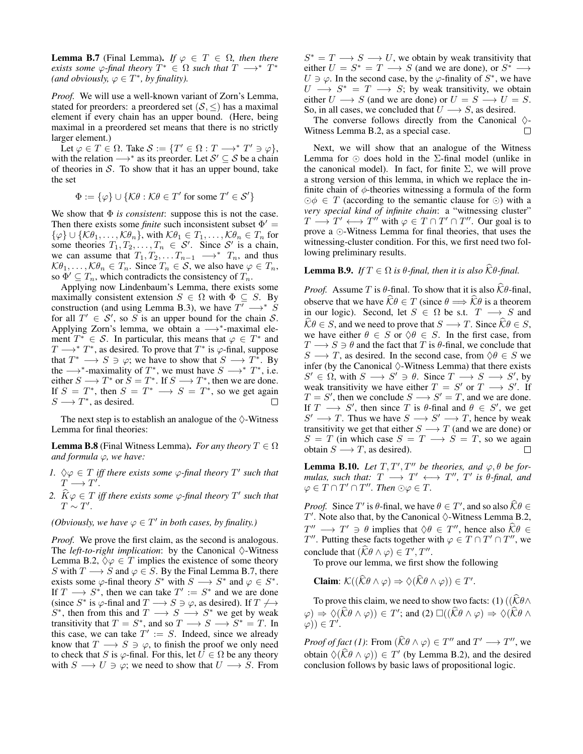**Lemma B.7** (Final Lemma). *If $\varphi \in T \in \Omega$, then there exists some $\varphi$-final theory $T^* \in \Omega$ such that $T \longrightarrow^* T^*$ (and obviously, $\varphi \in T^*$, by finality).*

*Proof.* We will use a well-known variant of Zorn's Lemma, stated for preorders: a preordered set $(\mathcal{S}, \leq)$ has a maximal element if every chain has an upper bound. (Here, being maximal in a preordered set means that there is no strictly larger element.)

Let $\varphi \in T \in \Omega$. Take $\mathcal{S} := \{T' \in \Omega : T \longrightarrow^* T' \ni \varphi\}$, with the relation $\longrightarrow^*$ as its preorder. Let $\mathcal{S}' \subseteq \mathcal{S}$ be a chain of theories in $\mathcal{S}$. To show that it has an upper bound, take the set

$$\Phi := \{\varphi\} \cup \{\mathcal{K}\theta : \mathcal{K}\theta \in T' \text{ for some } T' \in \mathcal{S}'\}$$

We show that $\Phi$ *is consistent*: suppose this is not the case. Then there exists some *finite* such inconsistent subset $\Phi' = \{\varphi\} \cup \{\mathcal{K}\theta_1, \ldots, \mathcal{K}\theta_n\}$, with $\mathcal{K}\theta_1 \in T_1, \ldots, \mathcal{K}\theta_n \in T_n$ for some theories $T_1, T_2, \ldots, T_n \in \mathcal{S}'$. Since $\mathcal{S}'$ is a chain, we can assume that $T_1, T_2, \ldots T_{n-1} \longrightarrow^* T_n$, and thus $\mathcal{K}\theta_1, \ldots, \mathcal{K}\theta_n \in T_n$. Since $T_n \in \mathcal{S}$, we also have $\varphi \in T_n$, so $\Phi' \subseteq T_n$, which contradicts the consistency of $T_n$.

Applying now Lindenbaum's Lemma, there exists some maximally consistent extension $S \in \Omega$ with $\Phi \subseteq S$. By construction (and using Lemma B.3), we have $T' \longrightarrow^* S$ for all $T' \in \mathcal{S}'$, so $S$ is an upper bound for the chain $\mathcal{S}$. Applying Zorn's lemma, we obtain a $\longrightarrow^*$-maximal element $T^* \in \mathcal{S}$. In particular, this means that $\varphi \in T^*$ and $T \longrightarrow^* T^*$, as desired. To prove that $T^*$ is $\varphi$-final, suppose that $T^* \longrightarrow S \ni \varphi$; we have to show that $S \longrightarrow T^*$. By the $\longrightarrow^*$-maximality of $T^*$, we must have $S \longrightarrow^* T^*$, i.e. either $S \longrightarrow T^*$ or $S = T^*$. If $S \longrightarrow T^*$, then we are done. If $S = T^*$, then $S = T^* \longrightarrow S = T^*$, so we get again $S \longrightarrow T^*$, as desired. □

The next step is to establish an analogue of the $\Diamond$-Witness Lemma for final theories:

**Lemma B.8** (Final Witness Lemma). *For any theory $T \in \Omega$ and formula $\varphi$, we have:*

1. *$\Diamond\varphi \in T$ iff there exists some $\varphi$-final theory $T'$ such that $T \longrightarrow T'$.*
2. *$\widehat{K}\varphi \in T$ iff there exists some $\varphi$-final theory $T'$ such that $T \sim T'$.*

*(Obviously, we have $\varphi \in T'$ in both cases, by finality.)*

*Proof.* We prove the first claim, as the second is analogous. The *left-to-right implication*: by the Canonical $\Diamond$-Witness Lemma B.2, $\Diamond\varphi \in T$ implies the existence of some theory $S$ with $T \longrightarrow S$ and $\varphi \in S$. By the Final Lemma B.7, there exists some $\varphi$-final theory $S^*$ with $S \longrightarrow S^*$ and $\varphi \in S^*$. If $T \longrightarrow S^*$, then we can take $T' := S^*$ and we are done (since $S^*$ is $\varphi$-final and $T \longrightarrow S \ni \varphi$, as desired). If $T \not\longrightarrow S^*$, then from this and $T \longrightarrow S \longrightarrow S^*$ we get by weak transitivity that $T = S^*$, and so $T \longrightarrow S \longrightarrow S^* = T$. In this case, we can take $T' := S$. Indeed, since we already know that $T \longrightarrow S \ni \varphi$, to finish the proof we only need to check that $S$ is $\varphi$-final. For this, let $U \in \Omega$ be any theory with $S \longrightarrow U \ni \varphi$; we need to show that $U \longrightarrow S$. From $S^* = T \longrightarrow S \longrightarrow U$, we obtain by weak transitivity that either $U = S^* = T \longrightarrow S$ (and we are done), or $S^* \longrightarrow U \ni \varphi$. In the second case, by the $\varphi$-finality of $S^*$, we have $U \longrightarrow S^* = T \longrightarrow S$; by weak transitivity, we obtain either $U \longrightarrow S$ (and we are done) or $U = S \longrightarrow U = S$. So, in all cases, we concluded that $U \longrightarrow S$, as desired.

The converse follows directly from the Canonical $\Diamond$-Witness Lemma B.2, as a special case. □

Next, we will show that an analogue of the Witness Lemma for $\odot$ does hold in the $\Sigma$-final model (unlike in the canonical model). In fact, for finite $\Sigma$, we will prove a strong version of this lemma, in which we replace the infinite chain of $\phi$-theories witnessing a formula of the form $\odot\phi \in T$ (according to the semantic clause for $\odot$) with a *very special kind of infinite chain*: a "witnessing cluster" $T \longrightarrow T' \longleftrightarrow T''$ with $\varphi \in T \cap T' \cap T''$. Our goal is to prove a $\odot$-Witness Lemma for final theories, that uses the witnessing-cluster condition. For this, we first need two following preliminary results.

**Lemma B.9.** *If $T \in \Omega$ is $\theta$-final, then it is also $\widehat{\mathcal{K}}\theta$-final.*

*Proof.* Assume $T$ is $\theta$-final. To show that it is also $\widehat{\mathcal{K}}\theta$-final, observe that we have $\widehat{\mathcal{K}}\theta \in T$ (since $\theta \Longrightarrow \widehat{\mathcal{K}}\theta$ is a theorem in our logic). Second, let $S \in \Omega$ be s.t. $T \longrightarrow S$ and $\widehat{\mathcal{K}}\theta \in S$, and we need to prove that $S \longrightarrow T$. Since $\widehat{\mathcal{K}}\theta \in S$, we have either $\theta \in S$ or $\Diamond\theta \in S$. In the first case, from $T \longrightarrow S \ni \theta$ and the fact that $T$ is $\theta$-final, we conclude that $S \longrightarrow T$, as desired. In the second case, from $\Diamond\theta \in S$ we infer (by the Canonical $\Diamond$-Witness Lemma) that there exists $S' \in \Omega$, with $S \longrightarrow S' \ni \theta$. Since $T \longrightarrow S \longrightarrow S'$, by weak transitivity we have either $T = S'$ or $T \longrightarrow S'$. If $T = S'$, then we conclude $S \longrightarrow S' = T$, and we are done. If $T \longrightarrow S'$, then since $T$ is $\theta$-final and $\theta \in S'$, we get $S' \longrightarrow T$. Thus we have $S \longrightarrow S' \longrightarrow T$, hence by weak transitivity we get that either $S \longrightarrow T$ (and we are done) or $S = T$ (in which case $S = T \longrightarrow S = T$, so we again obtain $S \longrightarrow T$, as desired). □

**Lemma B.10.** *Let $T, T', T''$ be theories, and $\varphi, \theta$ be formulas, such that: $T \longrightarrow T' \longleftrightarrow T''$, $T'$ is $\theta$-final, and $\varphi \in T \cap T' \cap T''$. Then $\odot\varphi \in T$.*

*Proof.* Since $T'$ is $\theta$-final, we have $\theta \in T'$, and so also $\widehat{\mathcal{K}}\theta \in T'$. Note also that, by the Canonical $\Diamond$-Witness Lemma B.2, $T'' \longrightarrow T' \ni \theta$ implies that $\Diamond\theta \in T''$, hence also $\widehat{\mathcal{K}}\theta \in T''$. Putting these facts together with $\varphi \in T \cap T' \cap T''$, we conclude that $(\widehat{\mathcal{K}}\theta \wedge \varphi) \in T', T''$.

To prove our lemma, we first show the following

**Claim**: $\mathcal{K}((\widehat{\mathcal{K}}\theta \wedge \varphi) \Rightarrow \Diamond(\widehat{\mathcal{K}}\theta \wedge \varphi)) \in T'$.

To prove this claim, we need to show two facts: (1) $((\widehat{\mathcal{K}}\theta \wedge \varphi) \Rightarrow \Diamond(\widehat{\mathcal{K}}\theta \wedge \varphi)) \in T'$; and (2) $\Box((\widehat{\mathcal{K}}\theta \wedge \varphi) \Rightarrow \Diamond(\widehat{\mathcal{K}}\theta \wedge \varphi)) \in T'$.

*Proof of fact (1)*: From $(\widehat{\mathcal{K}}\theta \wedge \varphi) \in T''$ and $T' \longrightarrow T''$, we obtain $\Diamond(\widehat{\mathcal{K}}\theta \wedge \varphi)) \in T'$ (by Lemma B.2), and the desired conclusion follows by basic laws of propositional logic.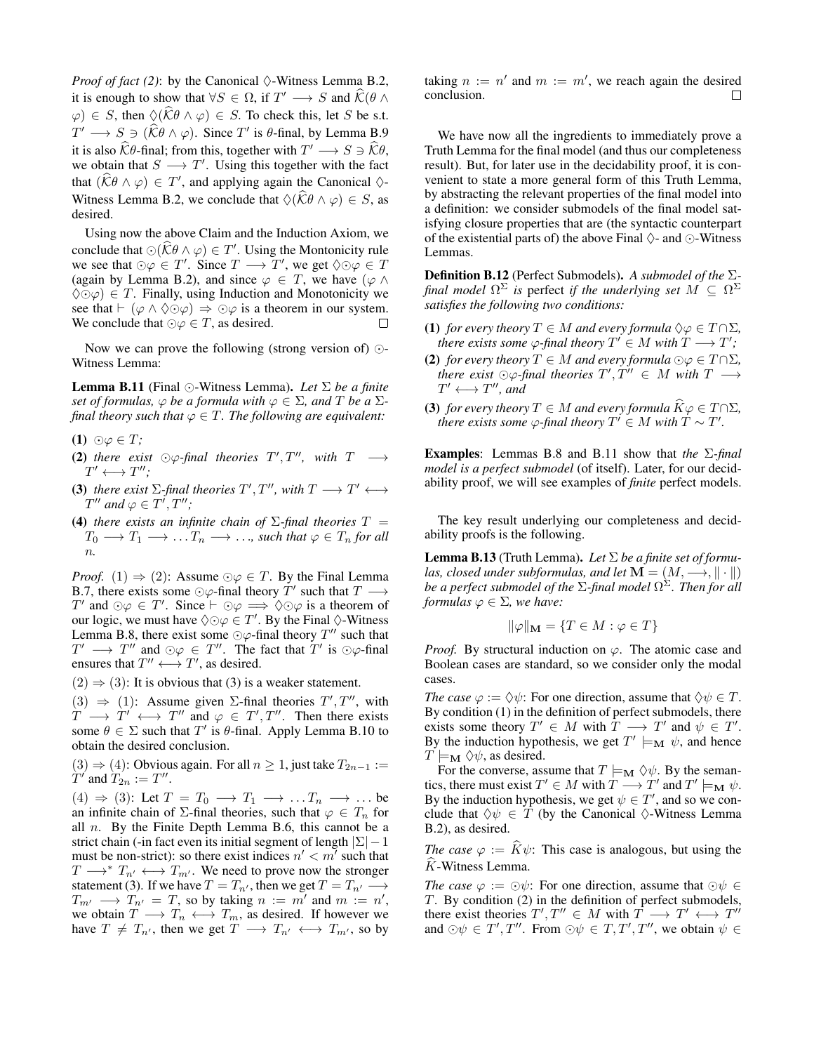*Proof of fact (2)*: by the Canonical $\Diamond$-Witness Lemma B.2, it is enough to show that $\forall S \in \Omega$, if $T' \longrightarrow S$ and $\widehat{\mathcal{K}}(\theta \wedge \varphi) \in S$, then $\Diamond(\widehat{\mathcal{K}}\theta \wedge \varphi) \in S$. To check this, let $S$ be s.t. $T' \longrightarrow S \ni (\widehat{\mathcal{K}}\theta \wedge \varphi)$. Since $T'$ is $\theta$-final, by Lemma B.9 it is also $\widehat{\mathcal{K}}\theta$-final; from this, together with $T' \longrightarrow S \ni \widehat{\mathcal{K}}\theta$, we obtain that $S \longrightarrow T'$. Using this together with the fact that $(\widehat{\mathcal{K}}\theta \wedge \varphi) \in T'$, and applying again the Canonical $\Diamond$-Witness Lemma B.2, we conclude that $\Diamond(\widehat{\mathcal{K}}\theta \wedge \varphi) \in S$, as desired.

Using now the above Claim and the Induction Axiom, we conclude that $\odot(\widehat{\mathcal{K}}\theta \wedge \varphi) \in T'$. Using the Montonicity rule we see that $\odot\varphi \in T'$. Since $T \longrightarrow T'$, we get $\Diamond\odot\varphi \in T$ (again by Lemma B.2), and since $\varphi \in T$, we have $(\varphi \wedge \Diamond\odot\varphi) \in T$. Finally, using Induction and Monotonicity we see that $\vdash (\varphi \wedge \Diamond\odot\varphi) \Rightarrow \odot\varphi$ is a theorem in our system. We conclude that $\odot\varphi \in T$, as desired. □

Now we can prove the following (strong version of) $\odot$-Witness Lemma:

**Lemma B.11** (Final $\odot$-Witness Lemma). *Let $\Sigma$ be a finite set of formulas, $\varphi$ be a formula with $\varphi \in \Sigma$, and $T$ be a $\Sigma$-final theory such that $\varphi \in T$. The following are equivalent:*

**(1)** $\odot\varphi \in T$;

**(2)** *there exist $\odot\varphi$-final theories $T', T''$, with $T \longrightarrow T' \longleftrightarrow T''$;*

**(3)** *there exist $\Sigma$-final theories $T', T''$, with $T \longrightarrow T' \longleftrightarrow T''$ and $\varphi \in T', T''$;*

**(4)** *there exists an infinite chain of $\Sigma$-final theories $T = T_0 \longrightarrow T_1 \longrightarrow \dots T_n \longrightarrow \dots$, such that $\varphi \in T_n$ for all $n$.*

*Proof.* (1) $\Rightarrow$ (2): Assume $\odot\varphi \in T$. By the Final Lemma B.7, there exists some $\odot\varphi$-final theory $T'$ such that $T \longrightarrow T'$ and $\odot\varphi \in T'$. Since $\vdash \odot\varphi \implies \Diamond\odot\varphi$ is a theorem of our logic, we must have $\Diamond\odot\varphi \in T'$. By the Final $\Diamond$-Witness Lemma B.8, there exist some $\odot\varphi$-final theory $T''$ such that $T' \longrightarrow T''$ and $\odot\varphi \in T''$. The fact that $T'$ is $\odot\varphi$-final ensures that $T'' \longleftrightarrow T'$, as desired.

(2) $\Rightarrow$ (3): It is obvious that (3) is a weaker statement.

(3) $\Rightarrow$ (1): Assume given $\Sigma$-final theories $T', T''$, with $T \longrightarrow T' \longleftrightarrow T''$ and $\varphi \in T', T''$. Then there exists some $\theta \in \Sigma$ such that $T'$ is $\theta$-final. Apply Lemma B.10 to obtain the desired conclusion.

(3) $\Rightarrow$ (4): Obvious again. For all $n \geq 1$, just take $T_{2n-1} := T'$ and $T_{2n} := T''$.

(4) $\Rightarrow$ (3): Let $T = T_0 \longrightarrow T_1 \longrightarrow \dots T_n \longrightarrow \dots$ be an infinite chain of $\Sigma$-final theories, such that $\varphi \in T_n$ for all $n$. By the Finite Depth Lemma B.6, this cannot be a strict chain (-in fact even its initial segment of length $|\Sigma| - 1$ must be non-strict): so there exist indices $n' < m'$ such that $T \longrightarrow^* T_{n'} \longleftrightarrow T_{m'}$. We need to prove now the stronger statement (3). If we have $T = T_{n'}$, then we get $T = T_{n'} \longrightarrow T_{m'} \longrightarrow T_{n'} = T$, so by taking $n := m'$ and $m := n'$, we obtain $T \longrightarrow T_n \longleftrightarrow T_m$, as desired. If however we have $T \neq T_{n'}$, then we get $T \longrightarrow T_{n'} \longleftrightarrow T_{m'}$, so by taking $n := n'$ and $m := m'$, we reach again the desired conclusion. □

We have now all the ingredients to immediately prove a Truth Lemma for the final model (and thus our completeness result). But, for later use in the decidability proof, it is convenient to state a more general form of this Truth Lemma, by abstracting the relevant properties of the final model into a definition: we consider submodels of the final model satisfying closure properties that are (the syntactic counterpart of the existential parts of) the above Final $\Diamond$- and $\odot$-Witness Lemmas.

**Definition B.12** (Perfect Submodels). *A submodel of the $\Sigma$-final model $\Omega^\Sigma$ is* perfect *if the underlying set $M \subseteq \Omega^\Sigma$ satisfies the following two conditions:*

**(1)** *for every theory $T \in M$ and every formula $\Diamond\varphi \in T \cap \Sigma$, there exists some $\varphi$-final theory $T' \in M$ with $T \longrightarrow T'$;*

**(2)** *for every theory $T \in M$ and every formula $\odot\varphi \in T \cap \Sigma$, there exist $\odot\varphi$-final theories $T', T'' \in M$ with $T \longrightarrow T' \longleftrightarrow T''$, and*

**(3)** *for every theory $T \in M$ and every formula $\widehat{K}\varphi \in T \cap \Sigma$, there exists some $\varphi$-final theory $T' \in M$ with $T \sim T'$.*

**Examples**: Lemmas B.8 and B.11 show that *the $\Sigma$-final model is a perfect submodel* (of itself). Later, for our decidability proof, we will see examples of *finite* perfect models.

The key result underlying our completeness and decidability proofs is the following.

**Lemma B.13** (Truth Lemma). *Let $\Sigma$ be a finite set of formulas, closed under subformulas, and let $\mathbf{M} = (M, \longrightarrow, \| \cdot \|)$ be a perfect submodel of the $\Sigma$-final model $\Omega^\Sigma$. Then for all formulas $\varphi \in \Sigma$, we have:*

$$\|\varphi\|_{\mathbf{M}} = \{T \in M : \varphi \in T\}$$

*Proof.* By structural induction on $\varphi$. The atomic case and Boolean cases are standard, so we consider only the modal cases.

*The case $\varphi := \Diamond\psi$*: For one direction, assume that $\Diamond\psi \in T$. By condition (1) in the definition of perfect submodels, there exists some theory $T' \in M$ with $T \longrightarrow T'$ and $\psi \in T'$. By the induction hypothesis, we get $T' \models_{\mathbf{M}} \psi$, and hence $T \models_{\mathbf{M}} \Diamond\psi$, as desired.

For the converse, assume that $T \models_{\mathbf{M}} \Diamond\psi$. By the semantics, there must exist $T' \in M$ with $T \longrightarrow T'$ and $T' \models_{\mathbf{M}} \psi$. By the induction hypothesis, we get $\psi \in T'$, and so we conclude that $\Diamond\psi \in T$ (by the Canonical $\Diamond$-Witness Lemma B.2), as desired.

*The case $\varphi := \widehat{K}\psi$*: This case is analogous, but using the $\widehat{K}$-Witness Lemma.

*The case $\varphi := \odot\psi$*: For one direction, assume that $\odot\psi \in T$. By condition (2) in the definition of perfect submodels, there exist theories $T', T'' \in M$ with $T \longrightarrow T' \longleftrightarrow T''$ and $\odot\psi \in T', T''$. From $\odot\psi \in T, T', T''$, we obtain $\psi \in$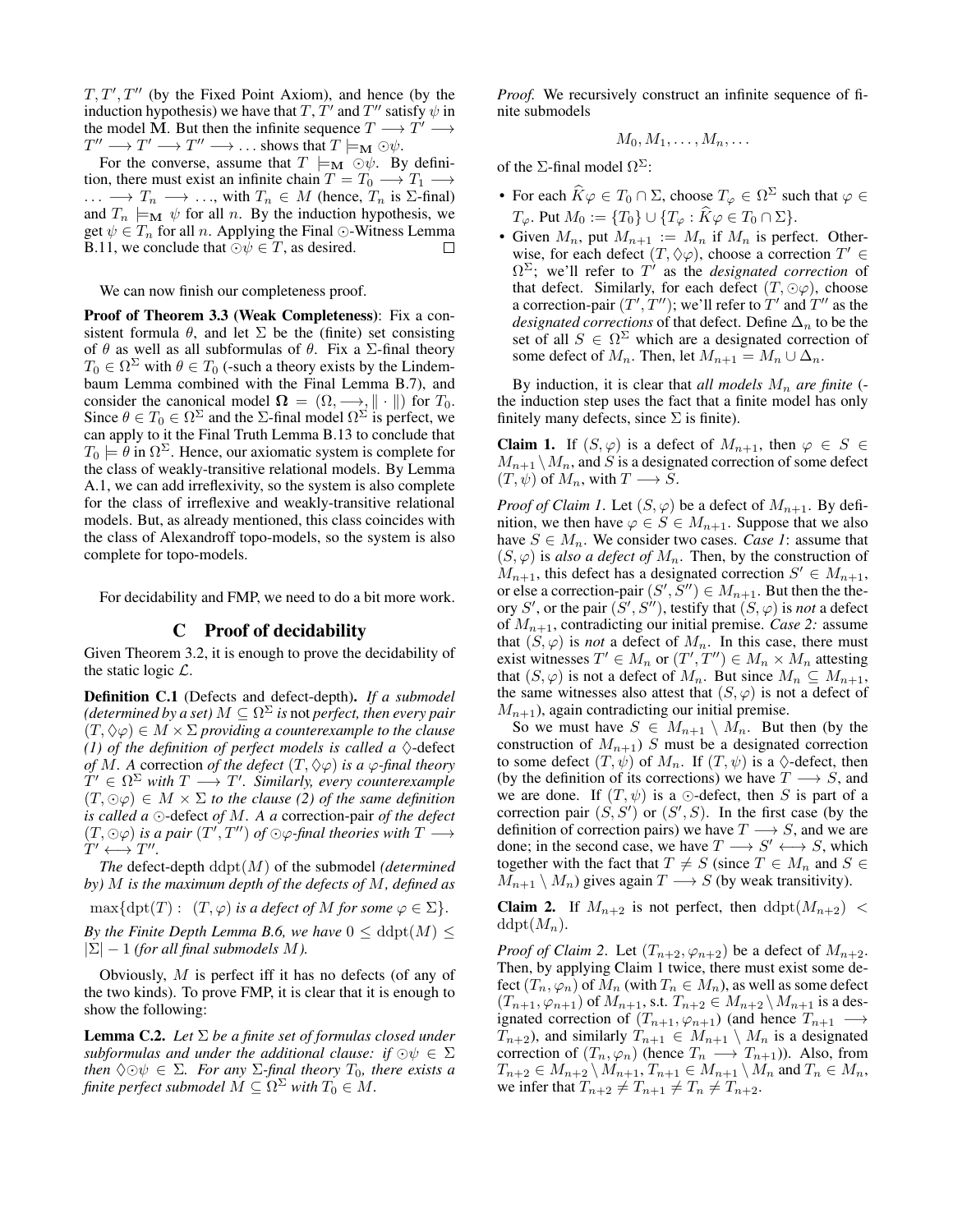$T, T', T''$ (by the Fixed Point Axiom), and hence (by the induction hypothesis) we have that $T$, $T'$ and $T''$ satisfy $\psi$ in the model $\mathbf{M}$. But then the infinite sequence $T \longrightarrow T' \longrightarrow T'' \longrightarrow T' \longrightarrow T'' \longrightarrow \ldots$ shows that $T \models_{\mathbf{M}} \odot\psi$.

For the converse, assume that $T \models_{\mathbf{M}} \odot\psi$. By definition, there must exist an infinite chain $T = T_0 \longrightarrow T_1 \longrightarrow \ldots \longrightarrow T_n \longrightarrow \ldots$, with $T_n \in M$ (hence, $T_n$ is $\Sigma$-final) and $T_n \models_{\mathbf{M}} \psi$ for all $n$. By the induction hypothesis, we get $\psi \in T_n$ for all $n$. Applying the Final $\odot$-Witness Lemma B.11, we conclude that $\odot\psi \in T$, as desired. $\square$

We can now finish our completeness proof.

**Proof of Theorem 3.3 (Weak Completeness)**: Fix a consistent formula $\theta$, and let $\Sigma$ be the (finite) set consisting of $\theta$ as well as all subformulas of $\theta$. Fix a $\Sigma$-final theory $T_0 \in \Omega^\Sigma$ with $\theta \in T_0$ (-such a theory exists by the Lindembaum Lemma combined with the Final Lemma B.7), and consider the canonical model $\mathbf{\Omega} = (\Omega, \longrightarrow, \| \cdot \|)$ for $T_0$. Since $\theta \in T_0 \in \Omega^\Sigma$ and the $\Sigma$-final model $\Omega^\Sigma$ is perfect, we can apply to it the Final Truth Lemma B.13 to conclude that $T_0 \models \theta$ in $\Omega^\Sigma$. Hence, our axiomatic system is complete for the class of weakly-transitive relational models. By Lemma A.1, we can add irreflexivity, so the system is also complete for the class of irreflexive and weakly-transitive relational models. But, as already mentioned, this class coincides with the class of Alexandroff topo-models, so the system is also complete for topo-models.

For decidability and FMP, we need to do a bit more work.

# C Proof of decidability

Given Theorem 3.2, it is enough to prove the decidability of the static logic $\mathcal{L}$.

**Definition C.1** (Defects and defect-depth). *If a submodel (determined by a set) $M \subseteq \Omega^\Sigma$ is* not *perfect, then every pair $(T, \Diamond\varphi) \in M \times \Sigma$ providing a counterexample to the clause (1) of the definition of perfect models is called a $\Diamond$-*defect *of $M$. A* correction *of the defect $(T, \Diamond\varphi)$ is a $\varphi$-final theory $T' \in \Omega^\Sigma$ with $T \longrightarrow T'$. Similarly, every counterexample $(T, \odot\varphi) \in M \times \Sigma$ to the clause (2) of the same definition is called a $\odot$-*defect *of $M$. A* correction-pair *of the defect $(T, \odot\varphi)$ is a pair $(T', T'')$ of $\odot\varphi$-final theories with $T \longrightarrow T' \longleftrightarrow T''$.*

*The* defect-depth $\mathrm{ddpt}(M)$ *of the submodel (determined by) $M$ is the maximum depth of the defects of $M$, defined as*

$$\max\{\mathrm{dpt}(T) : \ (T, \varphi) \text{ is a defect of } M \text{ for some } \varphi \in \Sigma\}.$$

*By the Finite Depth Lemma B.6, we have $0 \leq \mathrm{ddpt}(M) \leq |\Sigma| - 1$ (for all final submodels $M$).*

Obviously, $M$ is perfect iff it has no defects (of any of the two kinds). To prove FMP, it is clear that it is enough to show the following:

**Lemma C.2.** *Let $\Sigma$ be a finite set of formulas closed under subformulas and under the additional clause: if $\odot\psi \in \Sigma$ then $\Diamond\odot\psi \in \Sigma$. For any $\Sigma$-final theory $T_0$, there exists a finite perfect submodel $M \subseteq \Omega^\Sigma$ with $T_0 \in M$.*

*Proof.* We recursively construct an infinite sequence of finite submodels

$$M_0, M_1, \ldots, M_n, \ldots$$

of the $\Sigma$-final model $\Omega^\Sigma$:

- For each $\widehat{K}\varphi \in T_0 \cap \Sigma$, choose $T_\varphi \in \Omega^\Sigma$ such that $\varphi \in T_\varphi$. Put $M_0 := \{T_0\} \cup \{T_\varphi : \widehat{K}\varphi \in T_0 \cap \Sigma\}$.
- Given $M_n$, put $M_{n+1} := M_n$ if $M_n$ is perfect. Otherwise, for each defect $(T, \Diamond\varphi)$, choose a correction $T' \in \Omega^\Sigma$; we'll refer to $T'$ as the *designated correction* of that defect. Similarly, for each defect $(T, \odot\varphi)$, choose a correction-pair $(T', T'')$; we'll refer to $T'$ and $T''$ as the *designated corrections* of that defect. Define $\Delta_n$ to be the set of all $S \in \Omega^\Sigma$ which are a designated correction of some defect of $M_n$. Then, let $M_{n+1} = M_n \cup \Delta_n$.

By induction, it is clear that *all models $M_n$ are finite* (-the induction step uses the fact that a finite model has only finitely many defects, since $\Sigma$ is finite).

**Claim 1.** If $(S, \varphi)$ is a defect of $M_{n+1}$, then $\varphi \in S \in M_{n+1} \setminus M_n$, and $S$ is a designated correction of some defect $(T, \psi)$ of $M_n$, with $T \longrightarrow S$.

*Proof of Claim 1.* Let $(S, \varphi)$ be a defect of $M_{n+1}$. By definition, we then have $\varphi \in S \in M_{n+1}$. Suppose that we also have $S \in M_n$. We consider two cases. *Case 1*: assume that $(S, \varphi)$ is *also a defect of* $M_n$. Then, by the construction of $M_{n+1}$, this defect has a designated correction $S' \in M_{n+1}$, or else a correction-pair $(S', S'') \in M_{n+1}$. But then the theory $S'$, or the pair $(S', S'')$, testify that $(S, \varphi)$ is *not* a defect of $M_{n+1}$, contradicting our initial premise. *Case 2:* assume that $(S, \varphi)$ is *not* a defect of $M_n$. In this case, there must exist witnesses $T' \in M_n$ or $(T', T'') \in M_n \times M_n$ attesting that $(S, \varphi)$ is not a defect of $M_n$. But since $M_n \subseteq M_{n+1}$, the same witnesses also attest that $(S, \varphi)$ is not a defect of $M_{n+1}$), again contradicting our initial premise.

So we must have $S \in M_{n+1} \setminus M_n$. But then (by the construction of $M_{n+1}$) $S$ must be a designated correction to some defect $(T, \psi)$ of $M_n$. If $(T, \psi)$ is a $\Diamond$-defect, then (by the definition of its corrections) we have $T \longrightarrow S$, and we are done. If $(T, \psi)$ is a $\odot$-defect, then $S$ is part of a correction pair $(S, S')$ or $(S', S)$. In the first case (by the definition of correction pairs) we have $T \longrightarrow S$, and we are done; in the second case, we have $T \longrightarrow S' \longleftrightarrow S$, which together with the fact that $T \neq S$ (since $T \in M_n$ and $S \in M_{n+1} \setminus M_n$) gives again $T \longrightarrow S$ (by weak transitivity).

**Claim 2.** If $M_{n+2}$ is not perfect, then $\mathrm{ddpt}(M_{n+2}) < \mathrm{ddpt}(M_n)$.

*Proof of Claim 2.* Let $(T_{n+2}, \varphi_{n+2})$ be a defect of $M_{n+2}$. Then, by applying Claim 1 twice, there must exist some defect $(T_n, \varphi_n)$ of $M_n$ (with $T_n \in M_n$), as well as some defect $(T_{n+1}, \varphi_{n+1})$ of $M_{n+1}$, s.t. $T_{n+2} \in M_{n+2} \setminus M_{n+1}$ is a designated correction of $(T_{n+1}, \varphi_{n+1})$ (and hence $T_{n+1} \longrightarrow T_{n+2}$), and similarly $T_{n+1} \in M_{n+1} \setminus M_n$ is a designated correction of $(T_n, \varphi_n)$ (hence $T_n \longrightarrow T_{n+1}$)). Also, from $T_{n+2} \in M_{n+2} \setminus M_{n+1}$, $T_{n+1} \in M_{n+1} \setminus M_n$ and $T_n \in M_n$, we infer that $T_{n+2} \neq T_{n+1} \neq T_n \neq T_{n+2}$.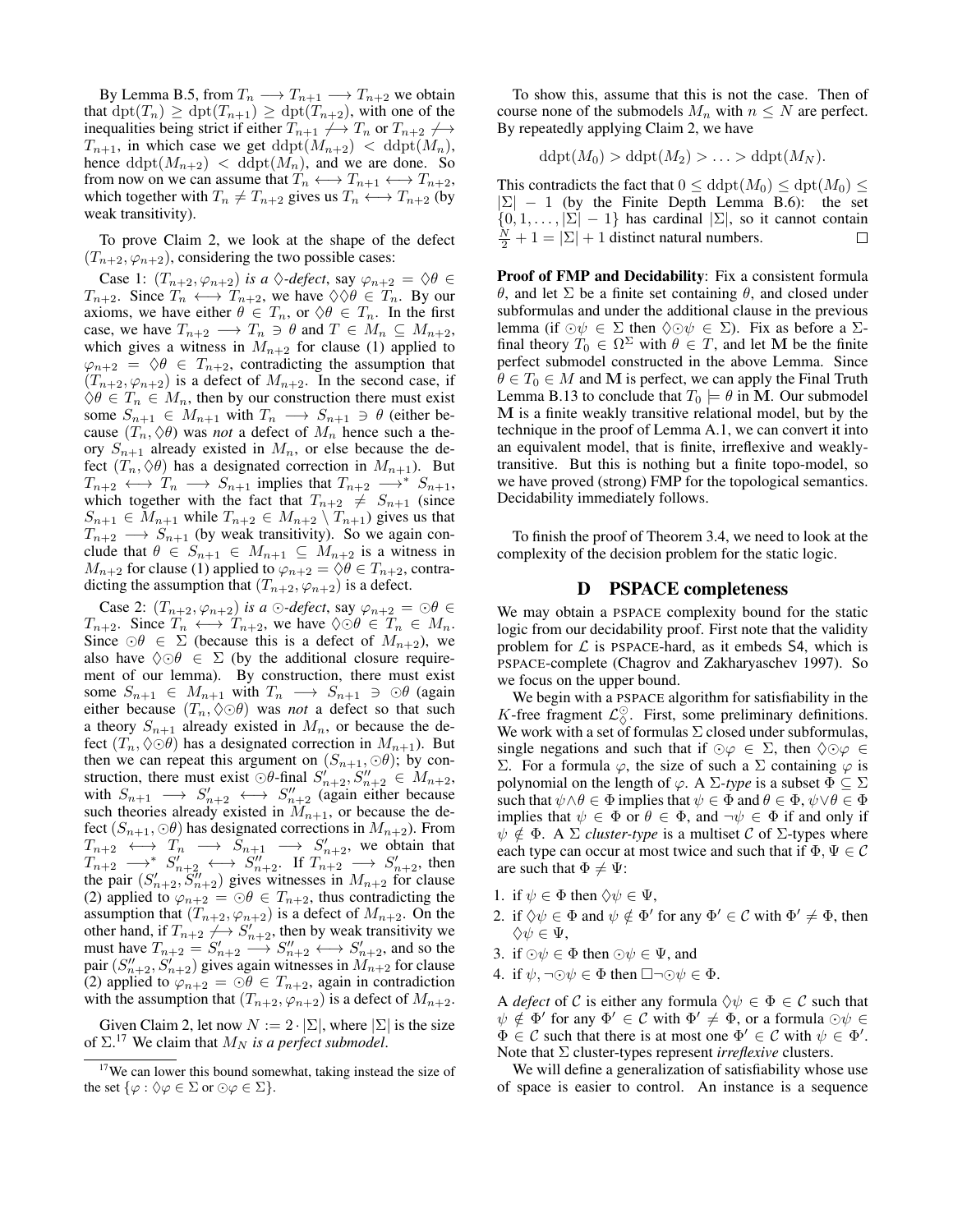By Lemma B.5, from $T_n \longrightarrow T_{n+1} \longrightarrow T_{n+2}$ we obtain that $\mathrm{dpt}(T_n) \geq \mathrm{dpt}(T_{n+1}) \geq \mathrm{dpt}(T_{n+2})$, with one of the inequalities being strict if either $T_{n+1} \not\longrightarrow T_n$ or $T_{n+2} \not\longrightarrow T_{n+1}$, in which case we get $\mathrm{ddpt}(M_{n+2}) < \mathrm{ddpt}(M_n)$, hence $\mathrm{ddpt}(M_{n+2}) < \mathrm{ddpt}(M_n)$, and we are done. So from now on we can assume that $T_n \longleftrightarrow T_{n+1} \longleftrightarrow T_{n+2}$, which together with $T_n \neq T_{n+2}$ gives us $T_n \longleftrightarrow T_{n+2}$ (by weak transitivity).

To prove Claim 2, we look at the shape of the defect $(T_{n+2}, \varphi_{n+2})$, considering the two possible cases:

Case 1: $(T_{n+2}, \varphi_{n+2})$ *is a* $\Diamond$*-defect*, say $\varphi_{n+2} = \Diamond\theta \in T_{n+2}$. Since $T_n \longleftrightarrow T_{n+2}$, we have $\Diamond\Diamond\theta \in T_n$. By our axioms, we have either $\theta \in T_n$, or $\Diamond\theta \in T_n$. In the first case, we have $T_{n+2} \longrightarrow T_n \ni \theta$ and $T \in M_n \subseteq M_{n+2}$, which gives a witness in $M_{n+2}$ for clause (1) applied to $\varphi_{n+2} = \Diamond\theta \in T_{n+2}$, contradicting the assumption that $(T_{n+2}, \varphi_{n+2})$ is a defect of $M_{n+2}$. In the second case, if $\Diamond\theta \in T_n \in M_n$, then by our construction there must exist some $S_{n+1} \in M_{n+1}$ with $T_n \longrightarrow S_{n+1} \ni \theta$ (either because $(T_n, \Diamond\theta)$ was *not* a defect of $M_n$ hence such a theory $S_{n+1}$ already existed in $M_n$, or else because the defect $(T_n, \Diamond\theta)$ has a designated correction in $M_{n+1}$). But $T_{n+2} \longleftrightarrow T_n \longrightarrow S_{n+1}$ implies that $T_{n+2} \longrightarrow^* S_{n+1}$, which together with the fact that $T_{n+2} \neq S_{n+1}$ (since $S_{n+1} \in M_{n+1}$ while $T_{n+2} \in M_{n+2} \setminus T_{n+1}$) gives us that $T_{n+2} \longrightarrow S_{n+1}$ (by weak transitivity). So we again conclude that $\theta \in S_{n+1} \in M_{n+1} \subseteq M_{n+2}$ is a witness in $M_{n+2}$ for clause (1) applied to $\varphi_{n+2} = \Diamond\theta \in T_{n+2}$, contradicting the assumption that $(T_{n+2}, \varphi_{n+2})$ is a defect.

Case 2: $(T_{n+2}, \varphi_{n+2})$ *is a* $\odot$*-defect*, say $\varphi_{n+2} = \odot\theta \in T_{n+2}$. Since $T_n \longleftrightarrow T_{n+2}$, we have $\Diamond\odot\theta \in T_n \in M_n$. Since $\odot\theta \in \Sigma$ (because this is a defect of $M_{n+2}$), we also have $\Diamond\odot\theta \in \Sigma$ (by the additional closure requirement of our lemma). By construction, there must exist some $S_{n+1} \in M_{n+1}$ with $T_n \longrightarrow S_{n+1} \ni \odot\theta$ (again either because $(T_n, \Diamond\odot\theta)$ was *not* a defect so that such a theory $S_{n+1}$ already existed in $M_n$, or because the defect $(T_n, \Diamond\odot\theta)$ has a designated correction in $M_{n+1}$). But then we can repeat this argument on $(S_{n+1}, \odot\theta)$; by construction, there must exist $\odot\theta$-final $S'_{n+2}, S''_{n+2} \in M_{n+2}$, with $S_{n+1} \longrightarrow S'_{n+2} \longleftrightarrow S''_{n+2}$ (again either because such theories already existed in $M_{n+1}$, or because the defect $(S_{n+1}, \odot\theta)$ has designated corrections in $M_{n+2}$). From $T_{n+2} \longleftrightarrow T_n \longrightarrow S_{n+1} \longrightarrow S'_{n+2}$, we obtain that $T_{n+2} \longrightarrow^* S'_{n+2} \longleftrightarrow S''_{n+2}$. If $T_{n+2} \longrightarrow S'_{n+2}$, then the pair $(S'_{n+2}, S''_{n+2})$ gives witnesses in $M_{n+2}$ for clause (2) applied to $\varphi_{n+2} = \odot\theta \in T_{n+2}$, thus contradicting the assumption that $(T_{n+2}, \varphi_{n+2})$ is a defect of $M_{n+2}$. On the other hand, if $T_{n+2} \not\longrightarrow S'_{n+2}$, then by weak transitivity we must have $T_{n+2} = S'_{n+2} \longrightarrow S''_{n+2} \longleftrightarrow S'_{n+2}$, and so the pair $(S''_{n+2}, S'_{n+2})$ gives again witnesses in $M_{n+2}$ for clause (2) applied to $\varphi_{n+2} = \odot\theta \in T_{n+2}$, again in contradiction with the assumption that $(T_{n+2}, \varphi_{n+2})$ is a defect of $M_{n+2}$.

Given Claim 2, let now $N := 2 \cdot |\Sigma|$, where $|\Sigma|$ is the size of $\Sigma$.[17] We claim that $M_N$ *is a perfect submodel*.

[17] We can lower this bound somewhat, taking instead the size of the set $\{\varphi : \Diamond\varphi \in \Sigma \text{ or } \odot\varphi \in \Sigma\}$.

To show this, assume that this is not the case. Then of course none of the submodels $M_n$ with $n \leq N$ are perfect. By repeatedly applying Claim 2, we have

$$\mathrm{ddpt}(M_0) > \mathrm{ddpt}(M_2) > \ldots > \mathrm{ddpt}(M_N).$$

This contradicts the fact that $0 \leq \mathrm{ddpt}(M_0) \leq \mathrm{dpt}(M_0) \leq |\Sigma| - 1$ (by the Finite Depth Lemma B.6): the set $\{0, 1, \ldots, |\Sigma| - 1\}$ has cardinal $|\Sigma|$, so it cannot contain $\frac{N}{2} + 1 = |\Sigma| + 1$ distinct natural numbers. □

**Proof of FMP and Decidability**: Fix a consistent formula $\theta$, and let $\Sigma$ be a finite set containing $\theta$, and closed under subformulas and under the additional clause in the previous lemma (if $\odot\psi \in \Sigma$ then $\Diamond\odot\psi \in \Sigma$). Fix as before a $\Sigma$-final theory $T_0 \in \Omega^\Sigma$ with $\theta \in T$, and let $\mathbf{M}$ be the finite perfect submodel constructed in the above Lemma. Since $\theta \in T_0 \in M$ and $\mathbf{M}$ is perfect, we can apply the Final Truth Lemma B.13 to conclude that $T_0 \models \theta$ in $\mathbf{M}$. Our submodel $\mathbf{M}$ is a finite weakly transitive relational model, but by the technique in the proof of Lemma A.1, we can convert it into an equivalent model, that is finite, irreflexive and weakly-transitive. But this is nothing but a finite topo-model, so we have proved (strong) FMP for the topological semantics. Decidability immediately follows.

To finish the proof of Theorem 3.4, we need to look at the complexity of the decision problem for the static logic.

# D PSPACE completeness

We may obtain a PSPACE complexity bound for the static logic from our decidability proof. First note that the validity problem for $\mathcal{L}$ is PSPACE-hard, as it embeds S4, which is PSPACE-complete (Chagrov and Zakharyaschev 1997). So we focus on the upper bound.

We begin with a PSPACE algorithm for satisfiability in the $K$-free fragment $\mathcal{L}^{\odot}_{\Diamond}$. First, some preliminary definitions. We work with a set of formulas $\Sigma$ closed under subformulas, single negations and such that if $\odot\varphi \in \Sigma$, then $\Diamond\odot\varphi \in \Sigma$. For a formula $\varphi$, the size of such a $\Sigma$ containing $\varphi$ is polynomial on the length of $\varphi$. A $\Sigma$*-type* is a subset $\Phi \subseteq \Sigma$ such that $\psi \wedge \theta \in \Phi$ implies that $\psi \in \Phi$ and $\theta \in \Phi$, $\psi \vee \theta \in \Phi$ implies that $\psi \in \Phi$ or $\theta \in \Phi$, and $\neg\psi \in \Phi$ if and only if $\psi \notin \Phi$. A $\Sigma$ *cluster-type* is a multiset $\mathcal{C}$ of $\Sigma$-types where each type can occur at most twice and such that if $\Phi, \Psi \in \mathcal{C}$ are such that $\Phi \neq \Psi$:

1. if $\psi \in \Phi$ then $\Diamond\psi \in \Psi$,
2. if $\Diamond\psi \in \Phi$ and $\psi \notin \Phi'$ for any $\Phi' \in \mathcal{C}$ with $\Phi' \neq \Phi$, then $\Diamond\psi \in \Psi$,
3. if $\odot\psi \in \Phi$ then $\odot\psi \in \Psi$, and
4. if $\psi, \neg\odot\psi \in \Phi$ then $\Box\neg\odot\psi \in \Phi$.

A *defect* of $\mathcal{C}$ is either any formula $\Diamond\psi \in \Phi \in \mathcal{C}$ such that $\psi \notin \Phi'$ for any $\Phi' \in \mathcal{C}$ with $\Phi' \neq \Phi$, or a formula $\odot\psi \in \Phi \in \mathcal{C}$ such that there is at most one $\Phi' \in \mathcal{C}$ with $\psi \in \Phi'$. Note that $\Sigma$ cluster-types represent *irreflexive* clusters.

We will define a generalization of satisfiability whose use of space is easier to control. An instance is a sequence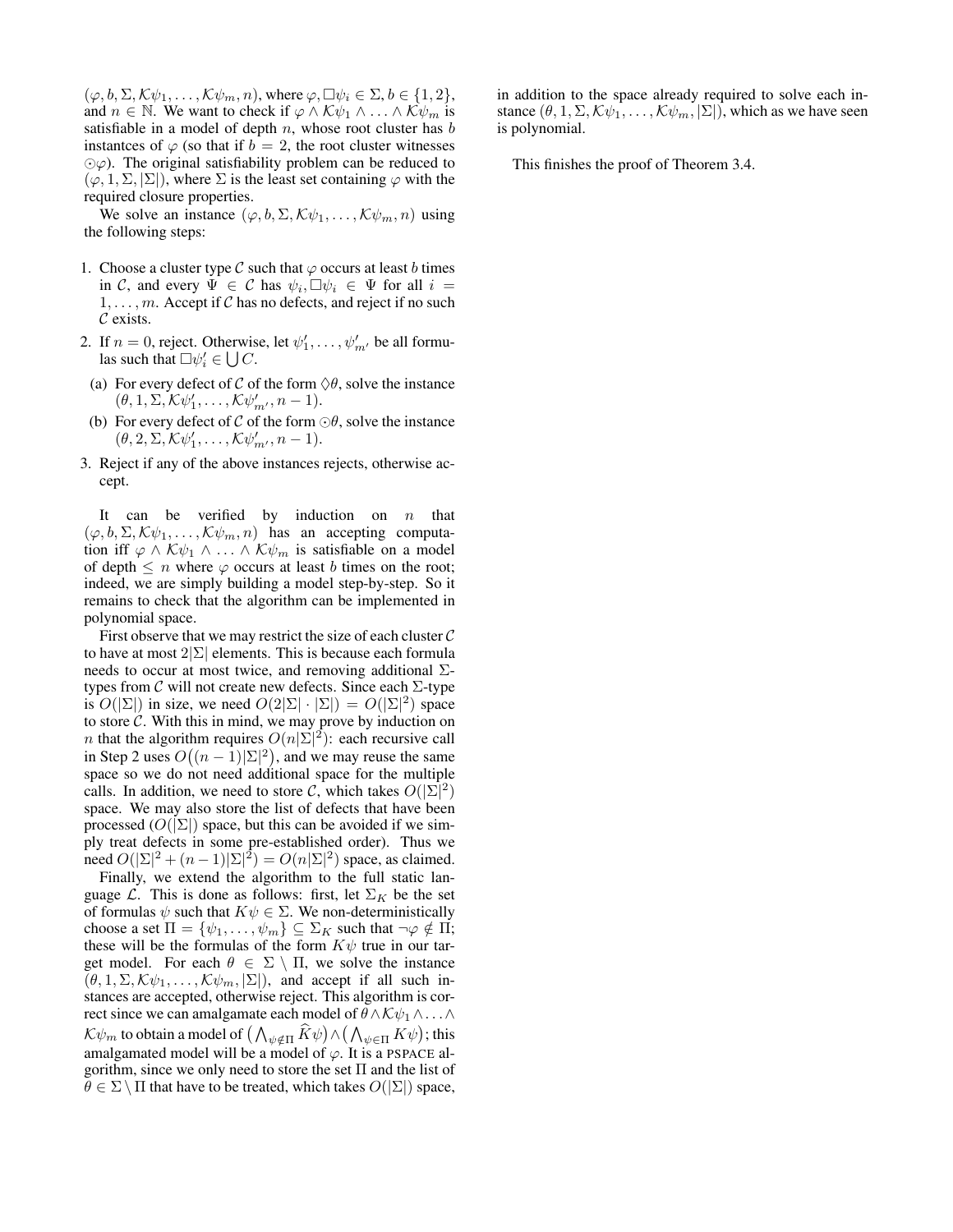$(\varphi, b, \Sigma, \mathcal{K}\psi_1, \ldots, \mathcal{K}\psi_m, n)$, where $\varphi, \Box\psi_i \in \Sigma$, $b \in \{1, 2\}$, and $n \in \mathbb{N}$. We want to check if $\varphi \wedge \mathcal{K}\psi_1 \wedge \ldots \wedge \mathcal{K}\psi_m$ is satisfiable in a model of depth $n$, whose root cluster has $b$ instantces of $\varphi$ (so that if $b = 2$, the root cluster witnesses $\odot\varphi$). The original satisfiability problem can be reduced to $(\varphi, 1, \Sigma, |\Sigma|)$, where $\Sigma$ is the least set containing $\varphi$ with the required closure properties.

We solve an instance $(\varphi, b, \Sigma, \mathcal{K}\psi_1, \ldots, \mathcal{K}\psi_m, n)$ using the following steps:

1. Choose a cluster type $\mathcal{C}$ such that $\varphi$ occurs at least $b$ times in $\mathcal{C}$, and every $\Psi \in \mathcal{C}$ has $\psi_i, \Box\psi_i \in \Psi$ for all $i = 1, \ldots, m$. Accept if $\mathcal{C}$ has no defects, and reject if no such $\mathcal{C}$ exists.
2. If $n = 0$, reject. Otherwise, let $\psi'_1, \ldots, \psi'_{m'}$ be all formulas such that $\Box\psi'_i \in \bigcup C$.
   (a) For every defect of $\mathcal{C}$ of the form $\Diamond\theta$, solve the instance $(\theta, 1, \Sigma, \mathcal{K}\psi'_1, \ldots, \mathcal{K}\psi'_{m'}, n-1)$.
   (b) For every defect of $\mathcal{C}$ of the form $\odot\theta$, solve the instance $(\theta, 2, \Sigma, \mathcal{K}\psi'_1, \ldots, \mathcal{K}\psi'_{m'}, n-1)$.
3. Reject if any of the above instances rejects, otherwise accept.

It can be verified by induction on $n$ that $(\varphi, b, \Sigma, \mathcal{K}\psi_1, \ldots, \mathcal{K}\psi_m, n)$ has an accepting computation iff $\varphi \wedge \mathcal{K}\psi_1 \wedge \ldots \wedge \mathcal{K}\psi_m$ is satisfiable on a model of depth $\leq n$ where $\varphi$ occurs at least $b$ times on the root; indeed, we are simply building a model step-by-step. So it remains to check that the algorithm can be implemented in polynomial space.

First observe that we may restrict the size of each cluster $\mathcal{C}$ to have at most $2|\Sigma|$ elements. This is because each formula needs to occur at most twice, and removing additional $\Sigma$-types from $\mathcal{C}$ will not create new defects. Since each $\Sigma$-type is $O(|\Sigma|)$ in size, we need $O(2|\Sigma| \cdot |\Sigma|) = O(|\Sigma|^2)$ space to store $\mathcal{C}$. With this in mind, we may prove by induction on $n$ that the algorithm requires $O(n|\Sigma|^2)$: each recursive call in Step 2 uses $O\big((n-1)|\Sigma|^2\big)$, and we may reuse the same space so we do not need additional space for the multiple calls. In addition, we need to store $\mathcal{C}$, which takes $O(|\Sigma|^2)$ space. We may also store the list of defects that have been processed ($O(|\Sigma|)$ space, but this can be avoided if we simply treat defects in some pre-established order). Thus we need $O(|\Sigma|^2 + (n-1)|\Sigma|^2) = O(n|\Sigma|^2)$ space, as claimed.

Finally, we extend the algorithm to the full static language $\mathcal{L}$. This is done as follows: first, let $\Sigma_K$ be the set of formulas $\psi$ such that $K\psi \in \Sigma$. We non-deterministically choose a set $\Pi = \{\psi_1, \ldots, \psi_m\} \subseteq \Sigma_K$ such that $\neg\varphi \notin \Pi$; these will be the formulas of the form $K\psi$ true in our target model. For each $\theta \in \Sigma \setminus \Pi$, we solve the instance $(\theta, 1, \Sigma, \mathcal{K}\psi_1, \ldots, \mathcal{K}\psi_m, |\Sigma|)$, and accept if all such instances are accepted, otherwise reject. This algorithm is correct since we can amalgamate each model of $\theta \wedge \mathcal{K}\psi_1 \wedge \ldots \wedge \mathcal{K}\psi_m$ to obtain a model of $\big(\bigwedge_{\psi \notin \Pi} \widehat{K}\psi\big) \wedge \big(\bigwedge_{\psi \in \Pi} K\psi\big)$; this amalgamated model will be a model of $\varphi$. It is a PSPACE algorithm, since we only need to store the set $\Pi$ and the list of $\theta \in \Sigma \setminus \Pi$ that have to be treated, which takes $O(|\Sigma|)$ space, in addition to the space already required to solve each instance $(\theta, 1, \Sigma, \mathcal{K}\psi_1, \ldots, \mathcal{K}\psi_m, |\Sigma|)$, which as we have seen is polynomial.

This finishes the proof of Theorem 3.4.